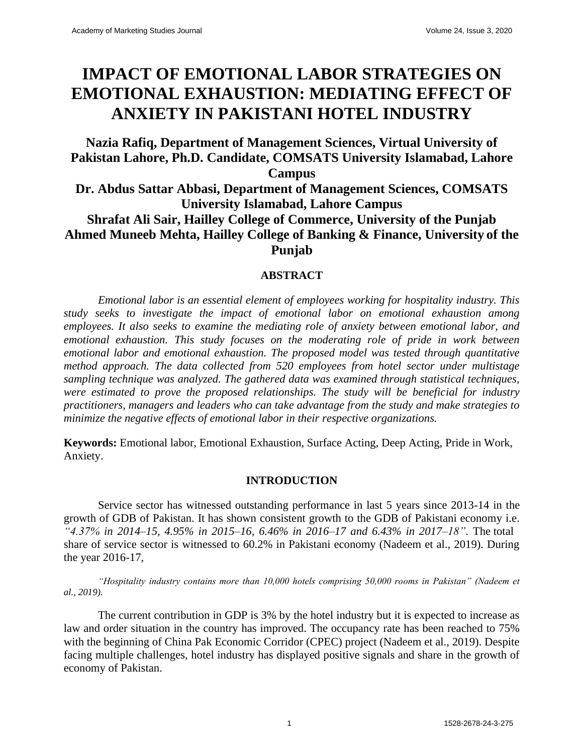# IMPACT OF EMOTIONAL LABOR STRATEGIES ON EMOTIONAL EXHAUSTION: MEDIATING EFFECT OF ANXIETY IN PAKISTANI HOTEL INDUSTRY

**Nazia Rafiq, Department of Management Sciences, Virtual University of Pakistan Lahore, Ph.D. Candidate, COMSATS University Islamabad, Lahore Campus**

**Dr. Abdus Sattar Abbasi, Department of Management Sciences, COMSATS University Islamabad, Lahore Campus**

**Shrafat Ali Sair, Hailley College of Commerce, University of the Punjab**

**Ahmed Muneeb Mehta, Hailley College of Banking & Finance, University of the Punjab**

## ABSTRACT

*Emotional labor is an essential element of employees working for hospitality industry. This study seeks to investigate the impact of emotional labor on emotional exhaustion among employees. It also seeks to examine the mediating role of anxiety between emotional labor, and emotional exhaustion. This study focuses on the moderating role of pride in work between emotional labor and emotional exhaustion. The proposed model was tested through quantitative method approach. The data collected from 520 employees from hotel sector under multistage sampling technique was analyzed. The gathered data was examined through statistical techniques, were estimated to prove the proposed relationships. The study will be beneficial for industry practitioners, managers and leaders who can take advantage from the study and make strategies to minimize the negative effects of emotional labor in their respective organizations.*

**Keywords:** Emotional labor, Emotional Exhaustion, Surface Acting, Deep Acting, Pride in Work, Anxiety.

## INTRODUCTION

Service sector has witnessed outstanding performance in last 5 years since 2013-14 in the growth of GDB of Pakistan. It has shown consistent growth to the GDB of Pakistani economy i.e. *"4.37% in 2014–15, 4.95% in 2015–16, 6.46% in 2016–17 and 6.43% in 2017–18"*. The total share of service sector is witnessed to 60.2% in Pakistani economy (Nadeem et al., 2019). During the year 2016-17,

> *"Hospitality industry contains more than 10,000 hotels comprising 50,000 rooms in Pakistan" (Nadeem et al., 2019).*

The current contribution in GDP is 3% by the hotel industry but it is expected to increase as law and order situation in the country has improved. The occupancy rate has been reached to 75% with the beginning of China Pak Economic Corridor (CPEC) project (Nadeem et al., 2019). Despite facing multiple challenges, hotel industry has displayed positive signals and share in the growth of economy of Pakistan.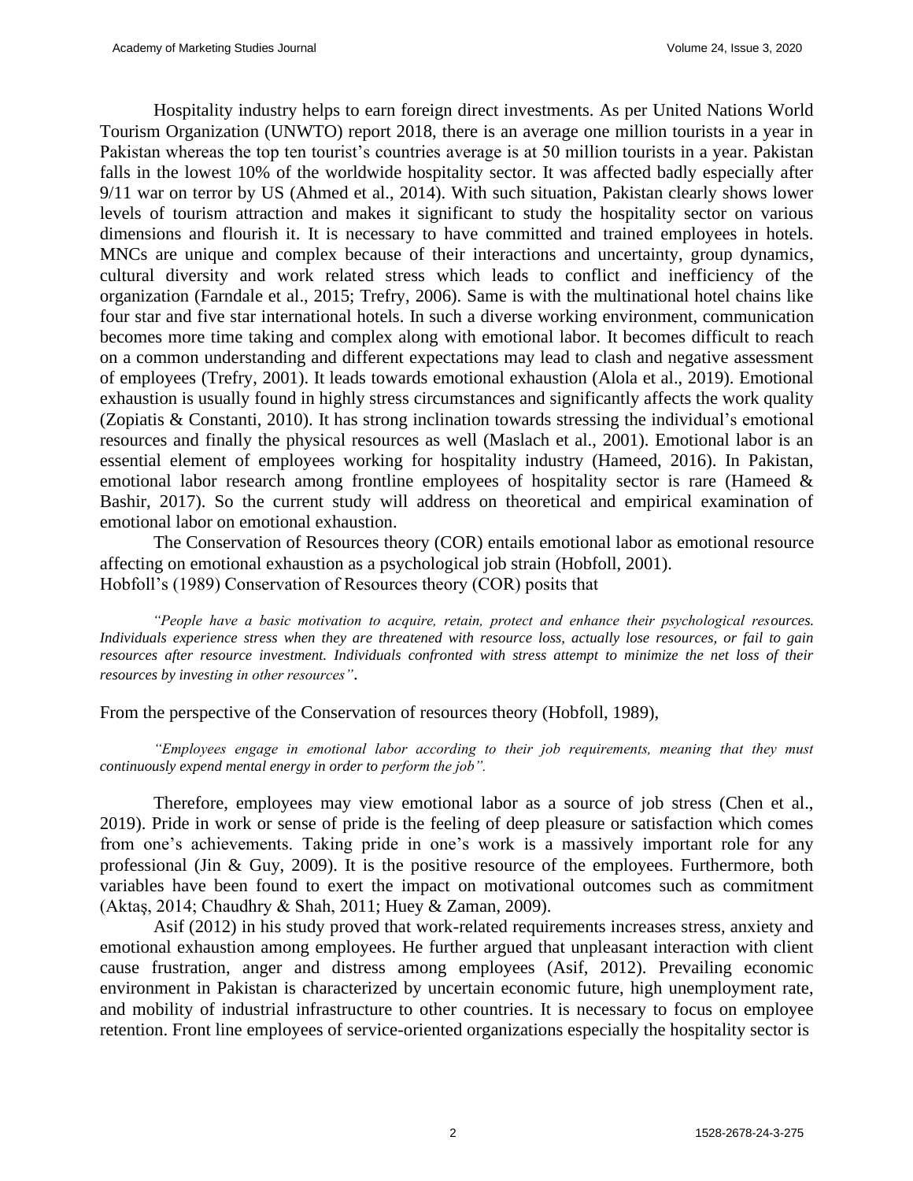Hospitality industry helps to earn foreign direct investments. As per United Nations World Tourism Organization (UNWTO) report 2018, there is an average one million tourists in a year in Pakistan whereas the top ten tourist's countries average is at 50 million tourists in a year. Pakistan falls in the lowest 10% of the worldwide hospitality sector. It was affected badly especially after 9/11 war on terror by US (Ahmed et al., 2014). With such situation, Pakistan clearly shows lower levels of tourism attraction and makes it significant to study the hospitality sector on various dimensions and flourish it. It is necessary to have committed and trained employees in hotels. MNCs are unique and complex because of their interactions and uncertainty, group dynamics, cultural diversity and work related stress which leads to conflict and inefficiency of the organization (Farndale et al., 2015; Trefry, 2006). Same is with the multinational hotel chains like four star and five star international hotels. In such a diverse working environment, communication becomes more time taking and complex along with emotional labor. It becomes difficult to reach on a common understanding and different expectations may lead to clash and negative assessment of employees (Trefry, 2001). It leads towards emotional exhaustion (Alola et al., 2019). Emotional exhaustion is usually found in highly stress circumstances and significantly affects the work quality (Zopiatis & Constanti, 2010). It has strong inclination towards stressing the individual's emotional resources and finally the physical resources as well (Maslach et al., 2001). Emotional labor is an essential element of employees working for hospitality industry (Hameed, 2016). In Pakistan, emotional labor research among frontline employees of hospitality sector is rare (Hameed & Bashir, 2017). So the current study will address on theoretical and empirical examination of emotional labor on emotional exhaustion.

The Conservation of Resources theory (COR) entails emotional labor as emotional resource affecting on emotional exhaustion as a psychological job strain (Hobfoll, 2001).
Hobfoll's (1989) Conservation of Resources theory (COR) posits that

> *"People have a basic motivation to acquire, retain, protect and enhance their psychological resources. Individuals experience stress when they are threatened with resource loss, actually lose resources, or fail to gain resources after resource investment. Individuals confronted with stress attempt to minimize the net loss of their resources by investing in other resources".*

From the perspective of the Conservation of resources theory (Hobfoll, 1989),

> *"Employees engage in emotional labor according to their job requirements, meaning that they must continuously expend mental energy in order to perform the job".*

Therefore, employees may view emotional labor as a source of job stress (Chen et al., 2019). Pride in work or sense of pride is the feeling of deep pleasure or satisfaction which comes from one's achievements. Taking pride in one's work is a massively important role for any professional (Jin & Guy, 2009). It is the positive resource of the employees. Furthermore, both variables have been found to exert the impact on motivational outcomes such as commitment (Aktaş, 2014; Chaudhry & Shah, 2011; Huey & Zaman, 2009).

Asif (2012) in his study proved that work-related requirements increases stress, anxiety and emotional exhaustion among employees. He further argued that unpleasant interaction with client cause frustration, anger and distress among employees (Asif, 2012). Prevailing economic environment in Pakistan is characterized by uncertain economic future, high unemployment rate, and mobility of industrial infrastructure to other countries. It is necessary to focus on employee retention. Front line employees of service-oriented organizations especially the hospitality sector is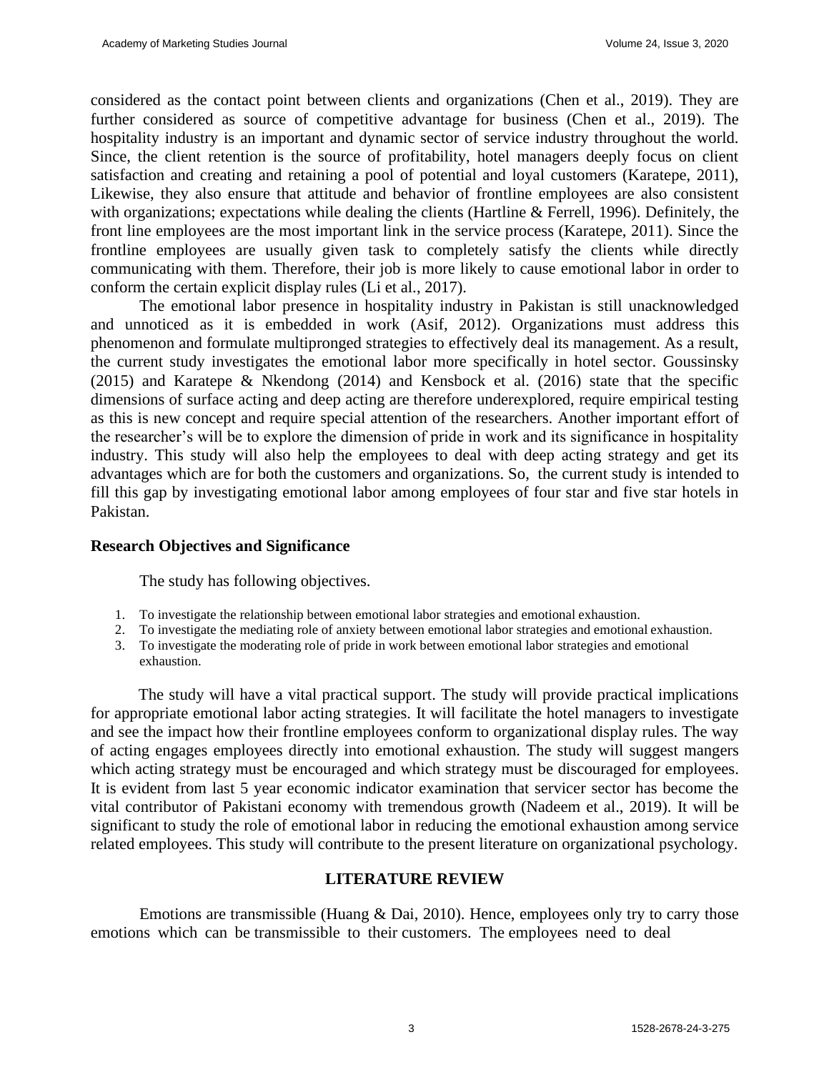considered as the contact point between clients and organizations (Chen et al., 2019). They are further considered as source of competitive advantage for business (Chen et al., 2019). The hospitality industry is an important and dynamic sector of service industry throughout the world. Since, the client retention is the source of profitability, hotel managers deeply focus on client satisfaction and creating and retaining a pool of potential and loyal customers (Karatepe, 2011), Likewise, they also ensure that attitude and behavior of frontline employees are also consistent with organizations; expectations while dealing the clients (Hartline & Ferrell, 1996). Definitely, the front line employees are the most important link in the service process (Karatepe, 2011). Since the frontline employees are usually given task to completely satisfy the clients while directly communicating with them. Therefore, their job is more likely to cause emotional labor in order to conform the certain explicit display rules (Li et al., 2017).

The emotional labor presence in hospitality industry in Pakistan is still unacknowledged and unnoticed as it is embedded in work (Asif, 2012). Organizations must address this phenomenon and formulate multipronged strategies to effectively deal its management. As a result, the current study investigates the emotional labor more specifically in hotel sector. Goussinsky (2015) and Karatepe & Nkendong (2014) and Kensbock et al. (2016) state that the specific dimensions of surface acting and deep acting are therefore underexplored, require empirical testing as this is new concept and require special attention of the researchers. Another important effort of the researcher's will be to explore the dimension of pride in work and its significance in hospitality industry. This study will also help the employees to deal with deep acting strategy and get its advantages which are for both the customers and organizations. So, the current study is intended to fill this gap by investigating emotional labor among employees of four star and five star hotels in Pakistan.

### Research Objectives and Significance

The study has following objectives.

1. To investigate the relationship between emotional labor strategies and emotional exhaustion.
2. To investigate the mediating role of anxiety between emotional labor strategies and emotional exhaustion.
3. To investigate the moderating role of pride in work between emotional labor strategies and emotional exhaustion.

The study will have a vital practical support. The study will provide practical implications for appropriate emotional labor acting strategies. It will facilitate the hotel managers to investigate and see the impact how their frontline employees conform to organizational display rules. The way of acting engages employees directly into emotional exhaustion. The study will suggest mangers which acting strategy must be encouraged and which strategy must be discouraged for employees. It is evident from last 5 year economic indicator examination that servicer sector has become the vital contributor of Pakistani economy with tremendous growth (Nadeem et al., 2019). It will be significant to study the role of emotional labor in reducing the emotional exhaustion among service related employees. This study will contribute to the present literature on organizational psychology.

## LITERATURE REVIEW

Emotions are transmissible (Huang & Dai, 2010). Hence, employees only try to carry those emotions which can be transmissible to their customers. The employees need to deal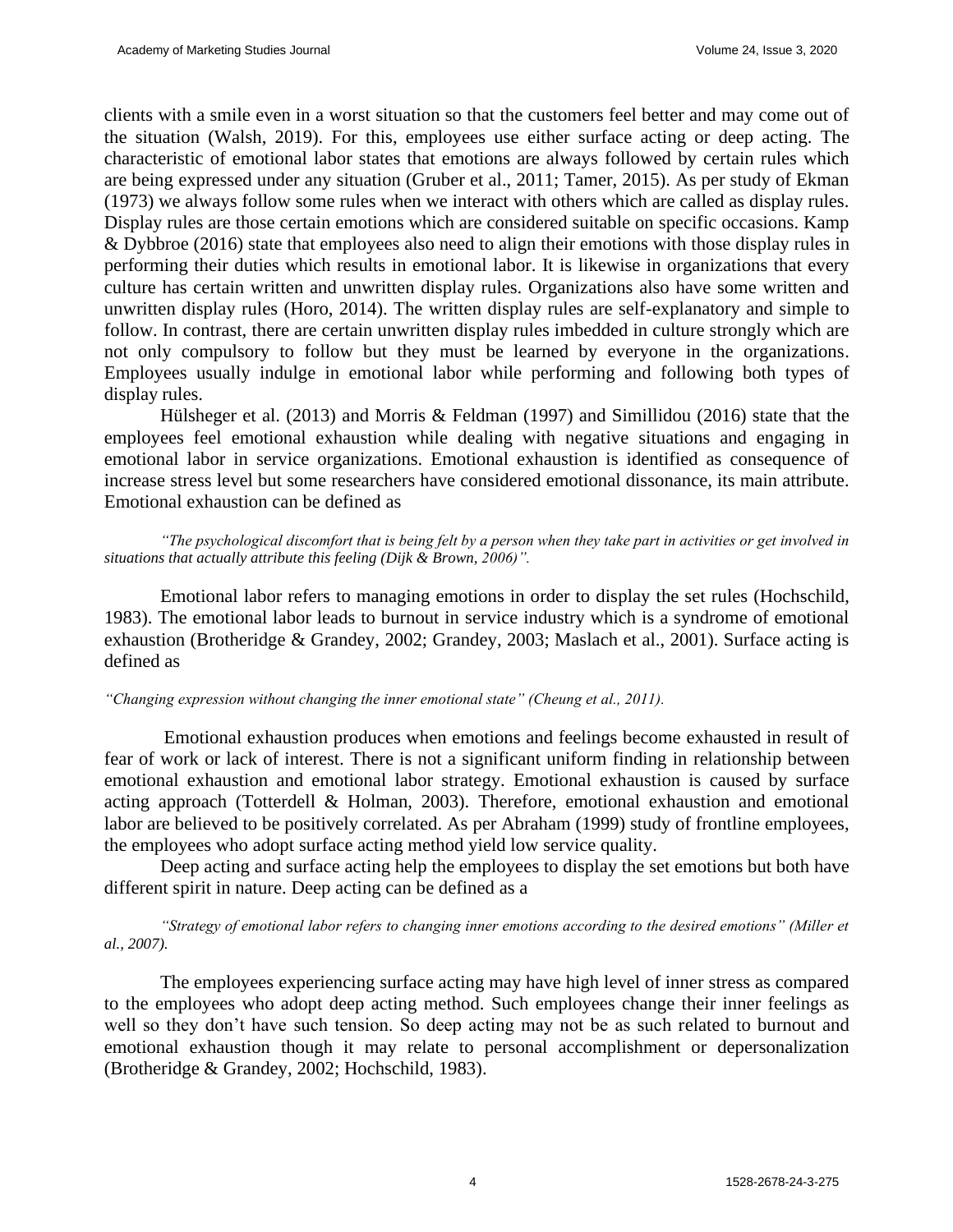clients with a smile even in a worst situation so that the customers feel better and may come out of the situation (Walsh, 2019). For this, employees use either surface acting or deep acting. The characteristic of emotional labor states that emotions are always followed by certain rules which are being expressed under any situation (Gruber et al., 2011; Tamer, 2015). As per study of Ekman (1973) we always follow some rules when we interact with others which are called as display rules. Display rules are those certain emotions which are considered suitable on specific occasions. Kamp & Dybbroe (2016) state that employees also need to align their emotions with those display rules in performing their duties which results in emotional labor. It is likewise in organizations that every culture has certain written and unwritten display rules. Organizations also have some written and unwritten display rules (Horo, 2014). The written display rules are self-explanatory and simple to follow. In contrast, there are certain unwritten display rules imbedded in culture strongly which are not only compulsory to follow but they must be learned by everyone in the organizations. Employees usually indulge in emotional labor while performing and following both types of display rules.

Hülsheger et al. (2013) and Morris & Feldman (1997) and Simillidou (2016) state that the employees feel emotional exhaustion while dealing with negative situations and engaging in emotional labor in service organizations. Emotional exhaustion is identified as consequence of increase stress level but some researchers have considered emotional dissonance, its main attribute. Emotional exhaustion can be defined as

> *"The psychological discomfort that is being felt by a person when they take part in activities or get involved in situations that actually attribute this feeling (Dijk & Brown, 2006)".*

Emotional labor refers to managing emotions in order to display the set rules (Hochschild, 1983). The emotional labor leads to burnout in service industry which is a syndrome of emotional exhaustion (Brotheridge & Grandey, 2002; Grandey, 2003; Maslach et al., 2001). Surface acting is defined as

> *"Changing expression without changing the inner emotional state" (Cheung et al., 2011).*

Emotional exhaustion produces when emotions and feelings become exhausted in result of fear of work or lack of interest. There is not a significant uniform finding in relationship between emotional exhaustion and emotional labor strategy. Emotional exhaustion is caused by surface acting approach (Totterdell & Holman, 2003). Therefore, emotional exhaustion and emotional labor are believed to be positively correlated. As per Abraham (1999) study of frontline employees, the employees who adopt surface acting method yield low service quality.

Deep acting and surface acting help the employees to display the set emotions but both have different spirit in nature. Deep acting can be defined as a

> *"Strategy of emotional labor refers to changing inner emotions according to the desired emotions" (Miller et al., 2007).*

The employees experiencing surface acting may have high level of inner stress as compared to the employees who adopt deep acting method. Such employees change their inner feelings as well so they don't have such tension. So deep acting may not be as such related to burnout and emotional exhaustion though it may relate to personal accomplishment or depersonalization (Brotheridge & Grandey, 2002; Hochschild, 1983).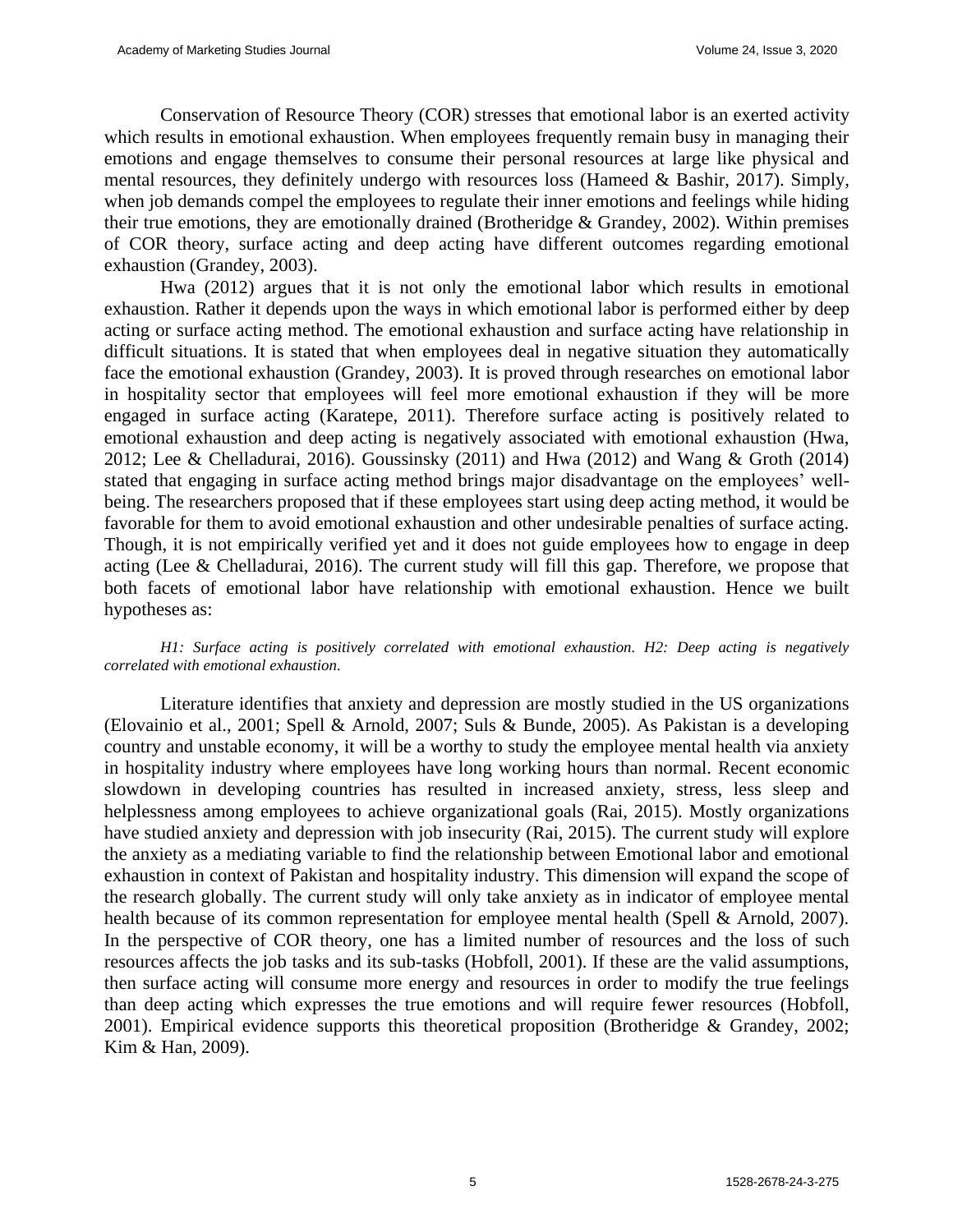Conservation of Resource Theory (COR) stresses that emotional labor is an exerted activity which results in emotional exhaustion. When employees frequently remain busy in managing their emotions and engage themselves to consume their personal resources at large like physical and mental resources, they definitely undergo with resources loss (Hameed & Bashir, 2017). Simply, when job demands compel the employees to regulate their inner emotions and feelings while hiding their true emotions, they are emotionally drained (Brotheridge & Grandey, 2002). Within premises of COR theory, surface acting and deep acting have different outcomes regarding emotional exhaustion (Grandey, 2003).

Hwa (2012) argues that it is not only the emotional labor which results in emotional exhaustion. Rather it depends upon the ways in which emotional labor is performed either by deep acting or surface acting method. The emotional exhaustion and surface acting have relationship in difficult situations. It is stated that when employees deal in negative situation they automatically face the emotional exhaustion (Grandey, 2003). It is proved through researches on emotional labor in hospitality sector that employees will feel more emotional exhaustion if they will be more engaged in surface acting (Karatepe, 2011). Therefore surface acting is positively related to emotional exhaustion and deep acting is negatively associated with emotional exhaustion (Hwa, 2012; Lee & Chelladurai, 2016). Goussinsky (2011) and Hwa (2012) and Wang & Groth (2014) stated that engaging in surface acting method brings major disadvantage on the employees' well-being. The researchers proposed that if these employees start using deep acting method, it would be favorable for them to avoid emotional exhaustion and other undesirable penalties of surface acting. Though, it is not empirically verified yet and it does not guide employees how to engage in deep acting (Lee & Chelladurai, 2016). The current study will fill this gap. Therefore, we propose that both facets of emotional labor have relationship with emotional exhaustion. Hence we built hypotheses as:

*H1: Surface acting is positively correlated with emotional exhaustion. H2: Deep acting is negatively correlated with emotional exhaustion.*

Literature identifies that anxiety and depression are mostly studied in the US organizations (Elovainio et al., 2001; Spell & Arnold, 2007; Suls & Bunde, 2005). As Pakistan is a developing country and unstable economy, it will be a worthy to study the employee mental health via anxiety in hospitality industry where employees have long working hours than normal. Recent economic slowdown in developing countries has resulted in increased anxiety, stress, less sleep and helplessness among employees to achieve organizational goals (Rai, 2015). Mostly organizations have studied anxiety and depression with job insecurity (Rai, 2015). The current study will explore the anxiety as a mediating variable to find the relationship between Emotional labor and emotional exhaustion in context of Pakistan and hospitality industry. This dimension will expand the scope of the research globally. The current study will only take anxiety as in indicator of employee mental health because of its common representation for employee mental health (Spell & Arnold, 2007). In the perspective of COR theory, one has a limited number of resources and the loss of such resources affects the job tasks and its sub-tasks (Hobfoll, 2001). If these are the valid assumptions, then surface acting will consume more energy and resources in order to modify the true feelings than deep acting which expresses the true emotions and will require fewer resources (Hobfoll, 2001). Empirical evidence supports this theoretical proposition (Brotheridge & Grandey, 2002; Kim & Han, 2009).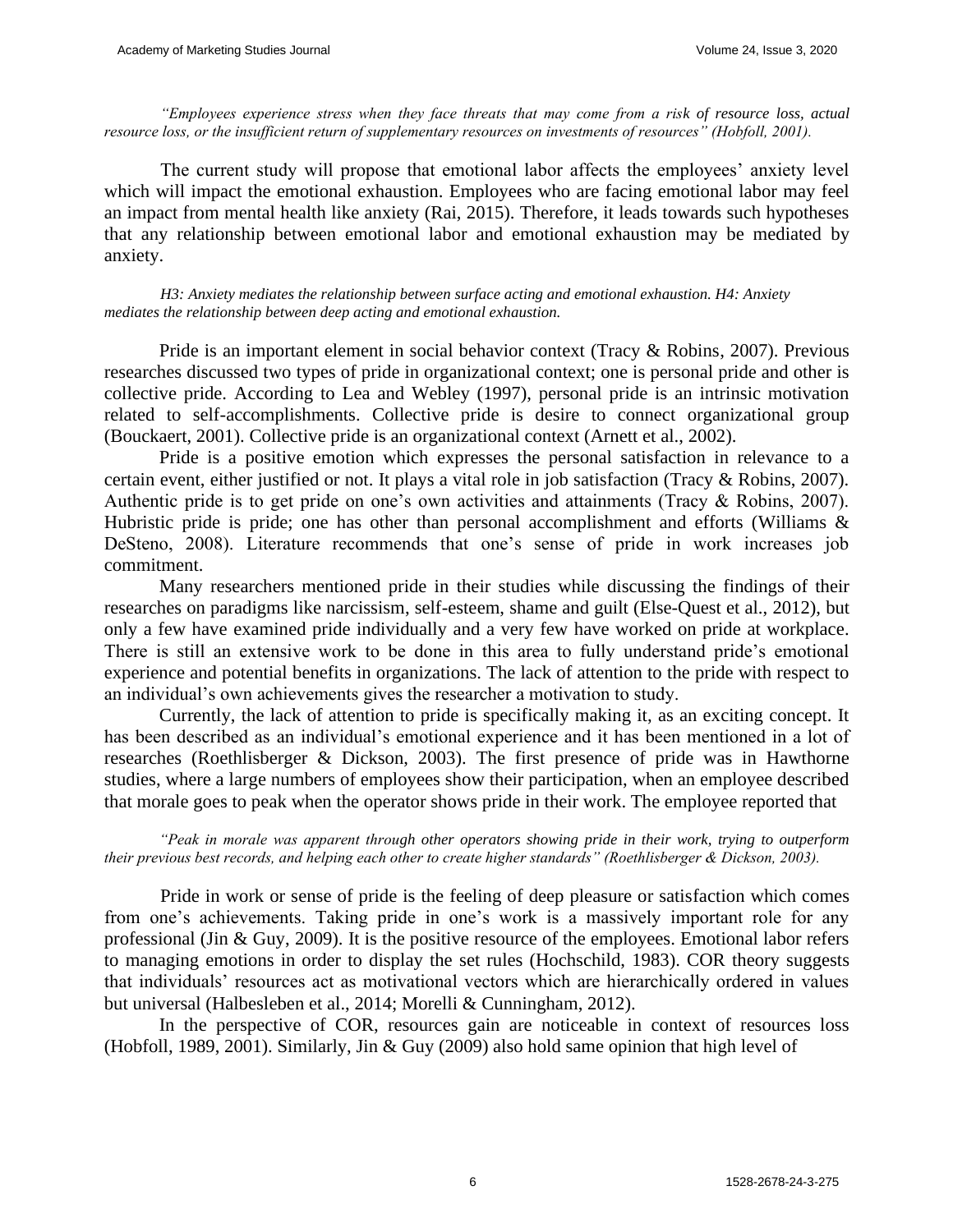*"Employees experience stress when they face threats that may come from a risk of resource loss, actual resource loss, or the insufficient return of supplementary resources on investments of resources" (Hobfoll, 2001).*

The current study will propose that emotional labor affects the employees' anxiety level which will impact the emotional exhaustion. Employees who are facing emotional labor may feel an impact from mental health like anxiety (Rai, 2015). Therefore, it leads towards such hypotheses that any relationship between emotional labor and emotional exhaustion may be mediated by anxiety.

*H3: Anxiety mediates the relationship between surface acting and emotional exhaustion. H4: Anxiety mediates the relationship between deep acting and emotional exhaustion.*

Pride is an important element in social behavior context (Tracy & Robins, 2007). Previous researches discussed two types of pride in organizational context; one is personal pride and other is collective pride. According to Lea and Webley (1997), personal pride is an intrinsic motivation related to self-accomplishments. Collective pride is desire to connect organizational group (Bouckaert, 2001). Collective pride is an organizational context (Arnett et al., 2002).

Pride is a positive emotion which expresses the personal satisfaction in relevance to a certain event, either justified or not. It plays a vital role in job satisfaction (Tracy & Robins, 2007). Authentic pride is to get pride on one's own activities and attainments (Tracy & Robins, 2007). Hubristic pride is pride; one has other than personal accomplishment and efforts (Williams & DeSteno, 2008). Literature recommends that one's sense of pride in work increases job commitment.

Many researchers mentioned pride in their studies while discussing the findings of their researches on paradigms like narcissism, self-esteem, shame and guilt (Else-Quest et al., 2012), but only a few have examined pride individually and a very few have worked on pride at workplace. There is still an extensive work to be done in this area to fully understand pride's emotional experience and potential benefits in organizations. The lack of attention to the pride with respect to an individual's own achievements gives the researcher a motivation to study.

Currently, the lack of attention to pride is specifically making it, as an exciting concept. It has been described as an individual's emotional experience and it has been mentioned in a lot of researches (Roethlisberger & Dickson, 2003). The first presence of pride was in Hawthorne studies, where a large numbers of employees show their participation, when an employee described that morale goes to peak when the operator shows pride in their work. The employee reported that

*"Peak in morale was apparent through other operators showing pride in their work, trying to outperform their previous best records, and helping each other to create higher standards" (Roethlisberger & Dickson, 2003).*

Pride in work or sense of pride is the feeling of deep pleasure or satisfaction which comes from one's achievements. Taking pride in one's work is a massively important role for any professional (Jin & Guy, 2009). It is the positive resource of the employees. Emotional labor refers to managing emotions in order to display the set rules (Hochschild, 1983). COR theory suggests that individuals' resources act as motivational vectors which are hierarchically ordered in values but universal (Halbesleben et al., 2014; Morelli & Cunningham, 2012).

In the perspective of COR, resources gain are noticeable in context of resources loss (Hobfoll, 1989, 2001). Similarly, Jin & Guy (2009) also hold same opinion that high level of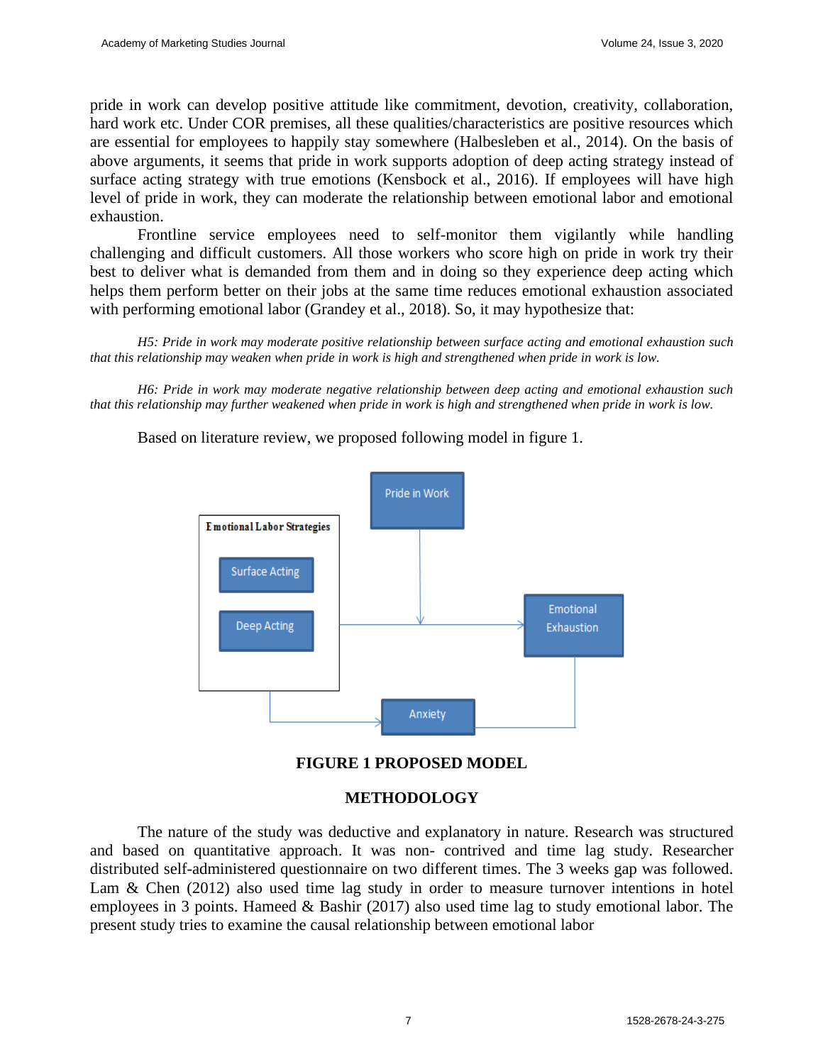pride in work can develop positive attitude like commitment, devotion, creativity, collaboration, hard work etc. Under COR premises, all these qualities/characteristics are positive resources which are essential for employees to happily stay somewhere (Halbesleben et al., 2014). On the basis of above arguments, it seems that pride in work supports adoption of deep acting strategy instead of surface acting strategy with true emotions (Kensbock et al., 2016). If employees will have high level of pride in work, they can moderate the relationship between emotional labor and emotional exhaustion.

Frontline service employees need to self-monitor them vigilantly while handling challenging and difficult customers. All those workers who score high on pride in work try their best to deliver what is demanded from them and in doing so they experience deep acting which helps them perform better on their jobs at the same time reduces emotional exhaustion associated with performing emotional labor (Grandey et al., 2018). So, it may hypothesize that:

*H5: Pride in work may moderate positive relationship between surface acting and emotional exhaustion such that this relationship may weaken when pride in work is high and strengthened when pride in work is low.*

*H6: Pride in work may moderate negative relationship between deep acting and emotional exhaustion such that this relationship may further weakened when pride in work is high and strengthened when pride in work is low.*

Based on literature review, we proposed following model in figure 1.

**FIGURE 1 PROPOSED MODEL**

## METHODOLOGY

The nature of the study was deductive and explanatory in nature. Research was structured and based on quantitative approach. It was non- contrived and time lag study. Researcher distributed self-administered questionnaire on two different times. The 3 weeks gap was followed. Lam & Chen (2012) also used time lag study in order to measure turnover intentions in hotel employees in 3 points. Hameed & Bashir (2017) also used time lag to study emotional labor. The present study tries to examine the causal relationship between emotional labor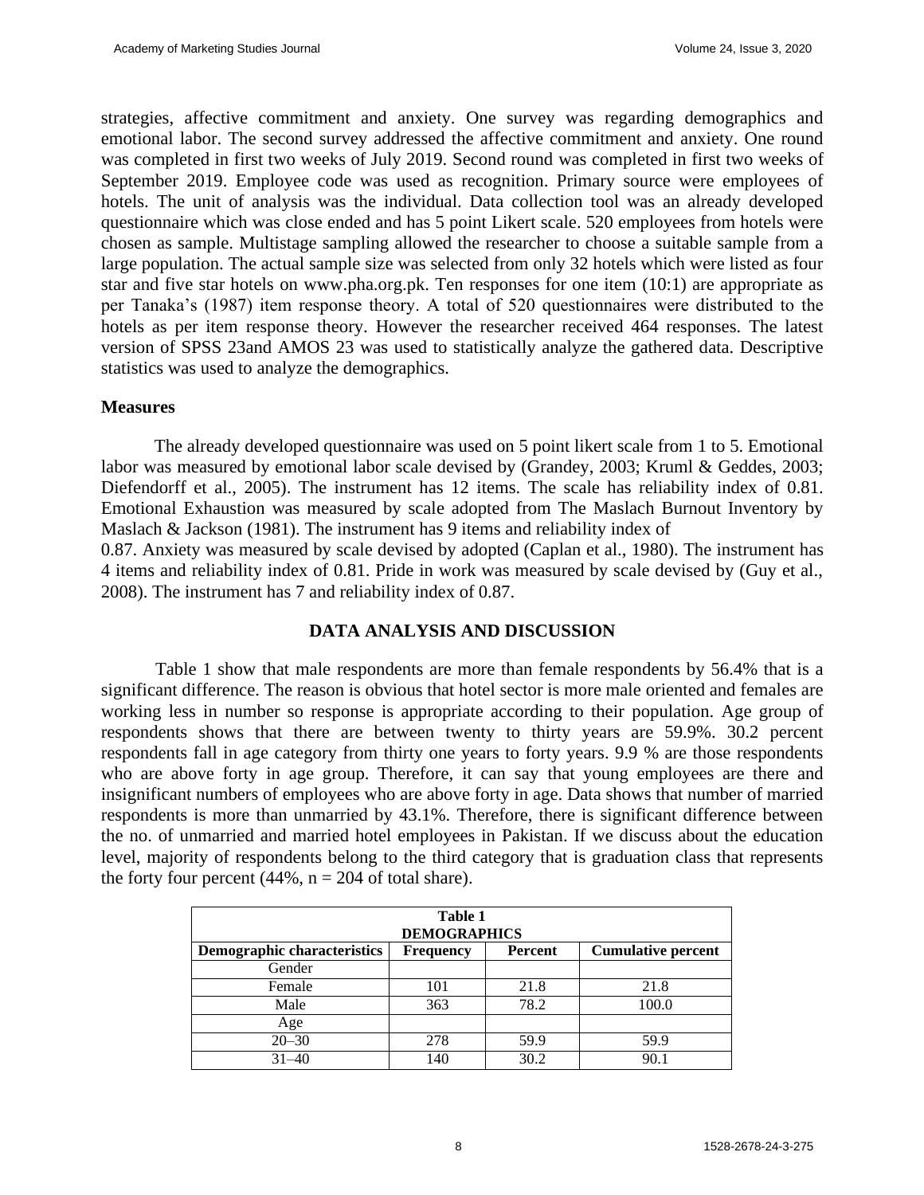strategies, affective commitment and anxiety. One survey was regarding demographics and emotional labor. The second survey addressed the affective commitment and anxiety. One round was completed in first two weeks of July 2019. Second round was completed in first two weeks of September 2019. Employee code was used as recognition. Primary source were employees of hotels. The unit of analysis was the individual. Data collection tool was an already developed questionnaire which was close ended and has 5 point Likert scale. 520 employees from hotels were chosen as sample. Multistage sampling allowed the researcher to choose a suitable sample from a large population. The actual sample size was selected from only 32 hotels which were listed as four star and five star hotels on www.pha.org.pk. Ten responses for one item (10:1) are appropriate as per Tanaka's (1987) item response theory. A total of 520 questionnaires were distributed to the hotels as per item response theory. However the researcher received 464 responses. The latest version of SPSS 23and AMOS 23 was used to statistically analyze the gathered data. Descriptive statistics was used to analyze the demographics.

## Measures

The already developed questionnaire was used on 5 point likert scale from 1 to 5. Emotional labor was measured by emotional labor scale devised by (Grandey, 2003; Kruml & Geddes, 2003; Diefendorff et al., 2005). The instrument has 12 items. The scale has reliability index of 0.81. Emotional Exhaustion was measured by scale adopted from The Maslach Burnout Inventory by Maslach & Jackson (1981). The instrument has 9 items and reliability index of 0.87. Anxiety was measured by scale devised by adopted (Caplan et al., 1980). The instrument has 4 items and reliability index of 0.81. Pride in work was measured by scale devised by (Guy et al., 2008). The instrument has 7 and reliability index of 0.87.

## DATA ANALYSIS AND DISCUSSION

Table 1 show that male respondents are more than female respondents by 56.4% that is a significant difference. The reason is obvious that hotel sector is more male oriented and females are working less in number so response is appropriate according to their population. Age group of respondents shows that there are between twenty to thirty years are 59.9%. 30.2 percent respondents fall in age category from thirty one years to forty years. 9.9 % are those respondents who are above forty in age group. Therefore, it can say that young employees are there and insignificant numbers of employees who are above forty in age. Data shows that number of married respondents is more than unmarried by 43.1%. Therefore, there is significant difference between the no. of unmarried and married hotel employees in Pakistan. If we discuss about the education level, majority of respondents belong to the third category that is graduation class that represents the forty four percent (44%, n = 204 of total share).

**Table 1**
**DEMOGRAPHICS**

| Demographic characteristics | Frequency | Percent | Cumulative percent |
|---|---|---|---|
| Gender | | | |
| Female | 101 | 21.8 | 21.8 |
| Male | 363 | 78.2 | 100.0 |
| Age | | | |
| 20–30 | 278 | 59.9 | 59.9 |
| 31–40 | 140 | 30.2 | 90.1 |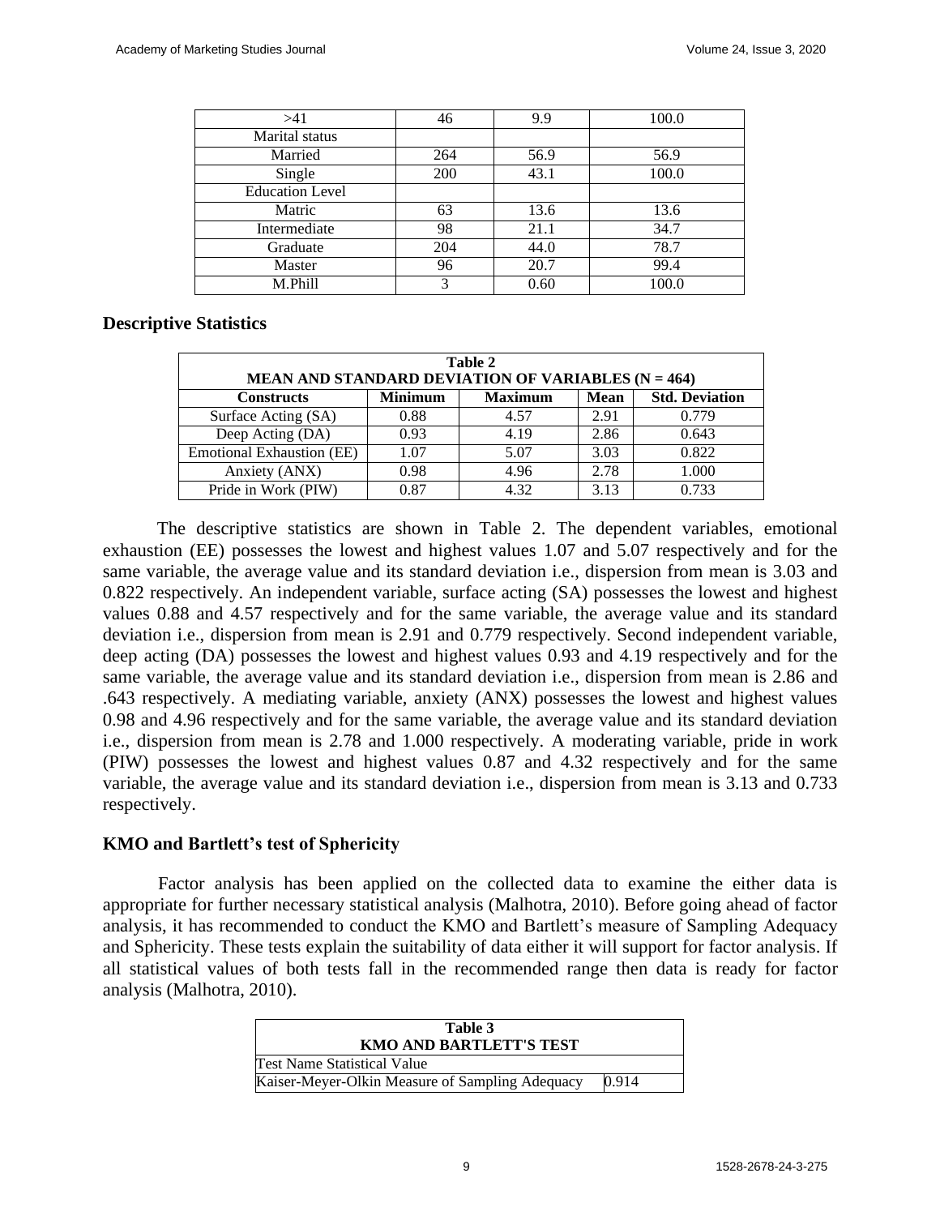| >41 | 46 | 9.9 | 100.0 |
|---|---|---|---|
| Marital status | | | |
| Married | 264 | 56.9 | 56.9 |
| Single | 200 | 43.1 | 100.0 |
| Education Level | | | |
| Matric | 63 | 13.6 | 13.6 |
| Intermediate | 98 | 21.1 | 34.7 |
| Graduate | 204 | 44.0 | 78.7 |
| Master | 96 | 20.7 | 99.4 |
| M.Phill | 3 | 0.60 | 100.0 |

## Descriptive Statistics

**Table 2**
**MEAN AND STANDARD DEVIATION OF VARIABLES (N = 464)**

| Constructs | Minimum | Maximum | Mean | Std. Deviation |
|---|---|---|---|---|
| Surface Acting (SA) | 0.88 | 4.57 | 2.91 | 0.779 |
| Deep Acting (DA) | 0.93 | 4.19 | 2.86 | 0.643 |
| Emotional Exhaustion (EE) | 1.07 | 5.07 | 3.03 | 0.822 |
| Anxiety (ANX) | 0.98 | 4.96 | 2.78 | 1.000 |
| Pride in Work (PIW) | 0.87 | 4.32 | 3.13 | 0.733 |

The descriptive statistics are shown in Table 2. The dependent variables, emotional exhaustion (EE) possesses the lowest and highest values 1.07 and 5.07 respectively and for the same variable, the average value and its standard deviation i.e., dispersion from mean is 3.03 and 0.822 respectively. An independent variable, surface acting (SA) possesses the lowest and highest values 0.88 and 4.57 respectively and for the same variable, the average value and its standard deviation i.e., dispersion from mean is 2.91 and 0.779 respectively. Second independent variable, deep acting (DA) possesses the lowest and highest values 0.93 and 4.19 respectively and for the same variable, the average value and its standard deviation i.e., dispersion from mean is 2.86 and .643 respectively. A mediating variable, anxiety (ANX) possesses the lowest and highest values 0.98 and 4.96 respectively and for the same variable, the average value and its standard deviation i.e., dispersion from mean is 2.78 and 1.000 respectively. A moderating variable, pride in work (PIW) possesses the lowest and highest values 0.87 and 4.32 respectively and for the same variable, the average value and its standard deviation i.e., dispersion from mean is 3.13 and 0.733 respectively.

## KMO and Bartlett's test of Sphericity

Factor analysis has been applied on the collected data to examine the either data is appropriate for further necessary statistical analysis (Malhotra, 2010). Before going ahead of factor analysis, it has recommended to conduct the KMO and Bartlett's measure of Sampling Adequacy and Sphericity. These tests explain the suitability of data either it will support for factor analysis. If all statistical values of both tests fall in the recommended range then data is ready for factor analysis (Malhotra, 2010).

**Table 3**
**KMO AND BARTLETT'S TEST**

| Test Name Statistical Value | |
|---|---|
| Kaiser-Meyer-Olkin Measure of Sampling Adequacy | 0.914 |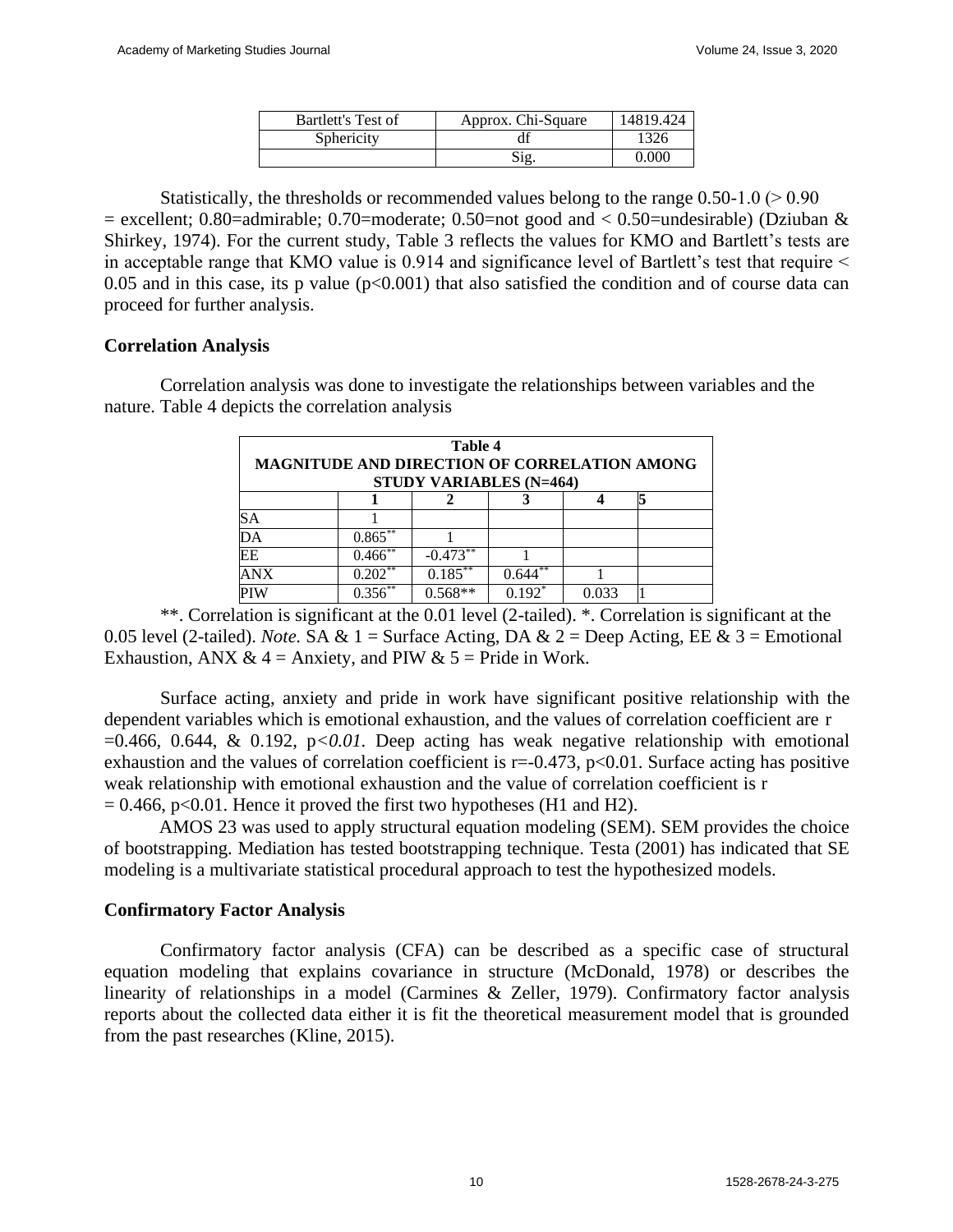| Bartlett's Test of | Approx. Chi-Square | 14819.424 |
|---|---|---|
| Sphericity | df | 1326 |
| | Sig. | 0.000 |

Statistically, the thresholds or recommended values belong to the range 0.50-1.0 (> 0.90 = excellent; 0.80=admirable; 0.70=moderate; 0.50=not good and < 0.50=undesirable) (Dziuban & Shirkey, 1974). For the current study, Table 3 reflects the values for KMO and Bartlett's tests are in acceptable range that KMO value is 0.914 and significance level of Bartlett's test that require < 0.05 and in this case, its p value ($p<0.001$) that also satisfied the condition and of course data can proceed for further analysis.

## Correlation Analysis

Correlation analysis was done to investigate the relationships between variables and the nature. Table 4 depicts the correlation analysis

**Table 4**
**MAGNITUDE AND DIRECTION OF CORRELATION AMONG STUDY VARIABLES (N=464)**

| | 1 | 2 | 3 | 4 | 5 |
|---|---|---|---|---|---|
| SA | 1 | | | | |
| DA | 0.865** | 1 | | | |
| EE | 0.466** | -0.473** | 1 | | |
| ANX | 0.202** | 0.185** | 0.644** | 1 | |
| PIW | 0.356** | 0.568** | 0.192* | 0.033 | 1 |

**. Correlation is significant at the 0.01 level (2-tailed). *. Correlation is significant at the 0.05 level (2-tailed). *Note.* SA & 1 = Surface Acting, DA & 2 = Deep Acting, EE & 3 = Emotional Exhaustion, ANX & 4 = Anxiety, and PIW & 5 = Pride in Work.

Surface acting, anxiety and pride in work have significant positive relationship with the dependent variables which is emotional exhaustion, and the values of correlation coefficient are r =0.466, 0.644, & 0.192, $p<0.01$. Deep acting has weak negative relationship with emotional exhaustion and the values of correlation coefficient is r=-0.473, $p<0.01$. Surface acting has positive weak relationship with emotional exhaustion and the value of correlation coefficient is r = 0.466, $p<0.01$. Hence it proved the first two hypotheses (H1 and H2).

AMOS 23 was used to apply structural equation modeling (SEM). SEM provides the choice of bootstrapping. Mediation has tested bootstrapping technique. Testa (2001) has indicated that SE modeling is a multivariate statistical procedural approach to test the hypothesized models.

## Confirmatory Factor Analysis

Confirmatory factor analysis (CFA) can be described as a specific case of structural equation modeling that explains covariance in structure (McDonald, 1978) or describes the linearity of relationships in a model (Carmines & Zeller, 1979). Confirmatory factor analysis reports about the collected data either it is fit the theoretical measurement model that is grounded from the past researches (Kline, 2015).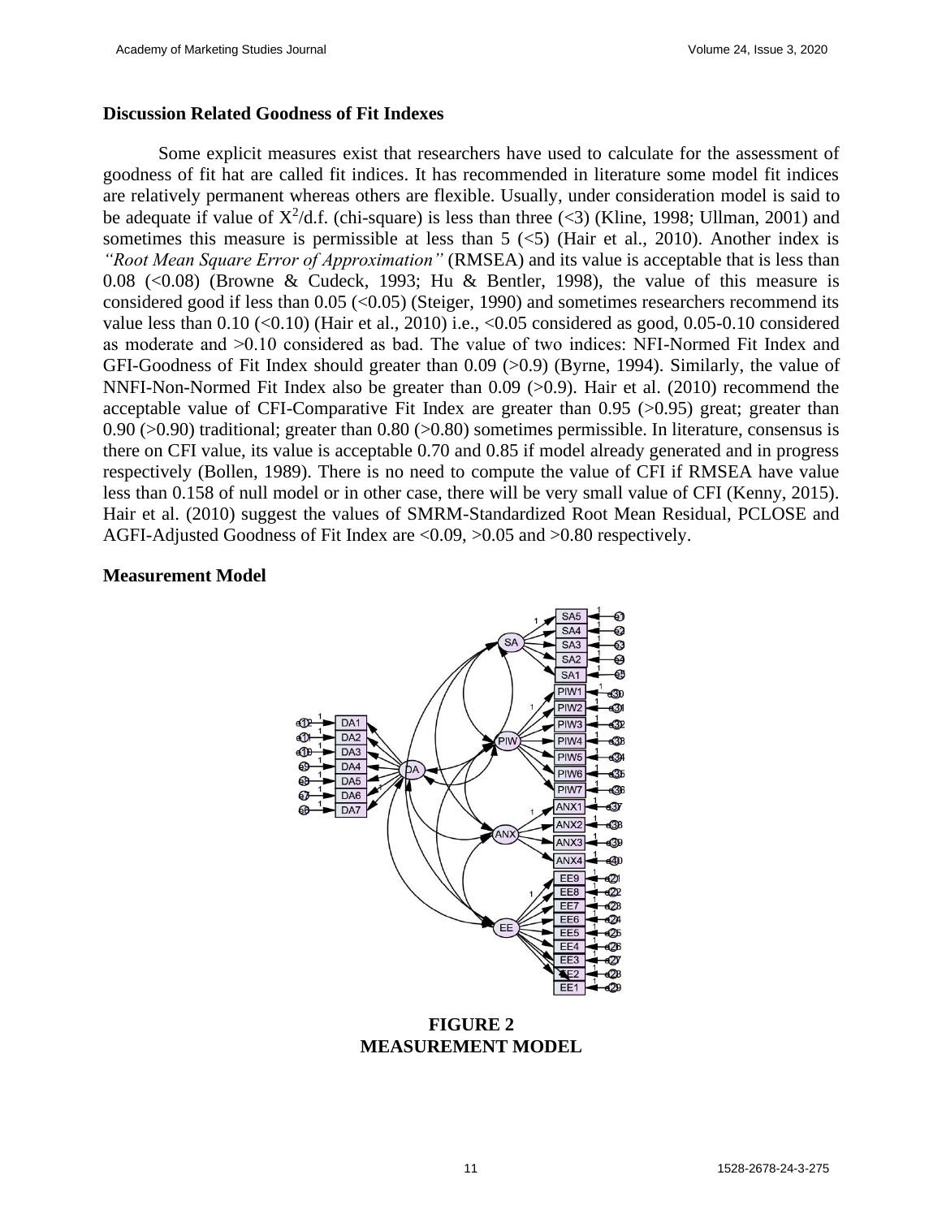### Discussion Related Goodness of Fit Indexes

Some explicit measures exist that researchers have used to calculate for the assessment of goodness of fit hat are called fit indices. It has recommended in literature some model fit indices are relatively permanent whereas others are flexible. Usually, under consideration model is said to be adequate if value of $X^2$/d.f. (chi-square) is less than three (<3) (Kline, 1998; Ullman, 2001) and sometimes this measure is permissible at less than 5 (<5) (Hair et al., 2010). Another index is *"Root Mean Square Error of Approximation"* (RMSEA) and its value is acceptable that is less than 0.08 (<0.08) (Browne & Cudeck, 1993; Hu & Bentler, 1998), the value of this measure is considered good if less than 0.05 (<0.05) (Steiger, 1990) and sometimes researchers recommend its value less than 0.10 (<0.10) (Hair et al., 2010) i.e., <0.05 considered as good, 0.05-0.10 considered as moderate and >0.10 considered as bad. The value of two indices: NFI-Normed Fit Index and GFI-Goodness of Fit Index should greater than 0.09 (>0.9) (Byrne, 1994). Similarly, the value of NNFI-Non-Normed Fit Index also be greater than 0.09 (>0.9). Hair et al. (2010) recommend the acceptable value of CFI-Comparative Fit Index are greater than 0.95 (>0.95) great; greater than 0.90 (>0.90) traditional; greater than 0.80 (>0.80) sometimes permissible. In literature, consensus is there on CFI value, its value is acceptable 0.70 and 0.85 if model already generated and in progress respectively (Bollen, 1989). There is no need to compute the value of CFI if RMSEA have value less than 0.158 of null model or in other case, there will be very small value of CFI (Kenny, 2015). Hair et al. (2010) suggest the values of SMRM-Standardized Root Mean Residual, PCLOSE and AGFI-Adjusted Goodness of Fit Index are <0.09, >0.05 and >0.80 respectively.

### Measurement Model

**FIGURE 2**
**MEASUREMENT MODEL**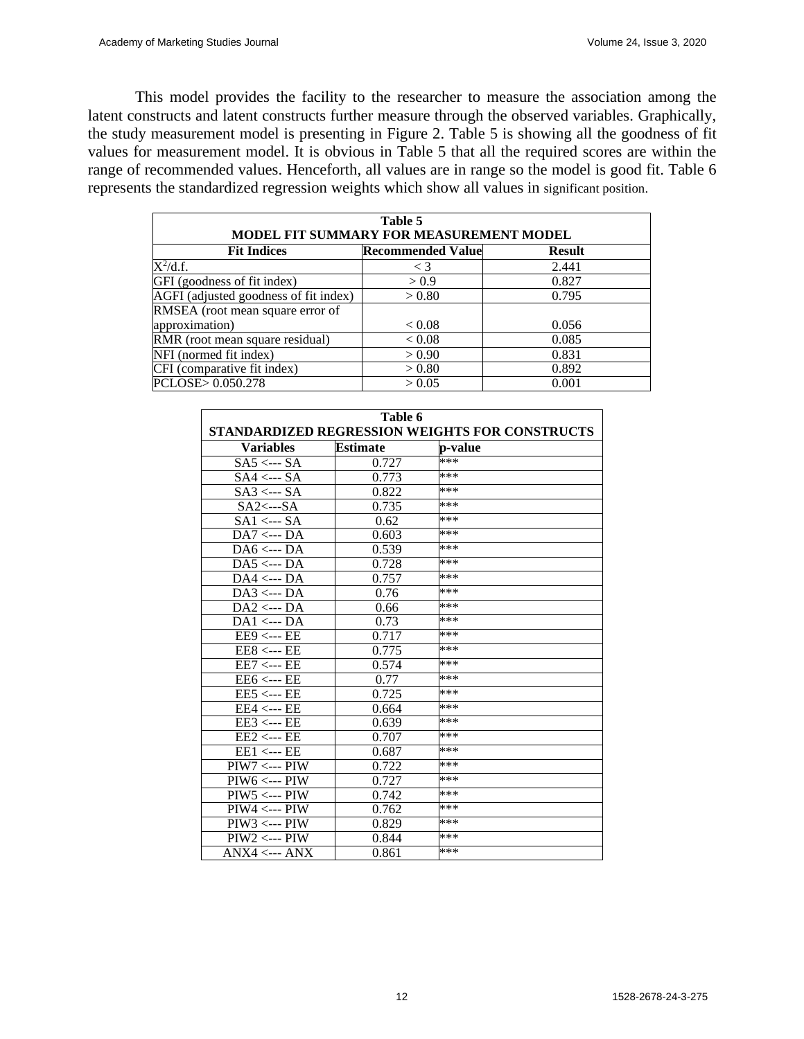This model provides the facility to the researcher to measure the association among the latent constructs and latent constructs further measure through the observed variables. Graphically, the study measurement model is presenting in Figure 2. Table 5 is showing all the goodness of fit values for measurement model. It is obvious in Table 5 that all the required scores are within the range of recommended values. Henceforth, all values are in range so the model is good fit. Table 6 represents the standardized regression weights which show all values in significant position.

**Table 5**
**MODEL FIT SUMMARY FOR MEASUREMENT MODEL**

| Fit Indices | Recommended Value | Result |
|---|---|---|
| $X^2$/d.f. | < 3 | 2.441 |
| GFI (goodness of fit index) | > 0.9 | 0.827 |
| AGFI (adjusted goodness of fit index) | > 0.80 | 0.795 |
| RMSEA (root mean square error of approximation) | < 0.08 | 0.056 |
| RMR (root mean square residual) | < 0.08 | 0.085 |
| NFI (normed fit index) | > 0.90 | 0.831 |
| CFI (comparative fit index) | > 0.80 | 0.892 |
| PCLOSE> 0.050.278 | > 0.05 | 0.001 |

**Table 6**
**STANDARDIZED REGRESSION WEIGHTS FOR CONSTRUCTS**

| Variables | Estimate | p-value |
|---|---|---|
| SA5 <--- SA | 0.727 | *** |
| SA4 <--- SA | 0.773 | *** |
| SA3 <--- SA | 0.822 | *** |
| SA2<---SA | 0.735 | *** |
| SA1 <--- SA | 0.62 | *** |
| DA7 <--- DA | 0.603 | *** |
| DA6 <--- DA | 0.539 | *** |
| DA5 <--- DA | 0.728 | *** |
| DA4 <--- DA | 0.757 | *** |
| DA3 <--- DA | 0.76 | *** |
| DA2 <--- DA | 0.66 | *** |
| DA1 <--- DA | 0.73 | *** |
| EE9 <--- EE | 0.717 | *** |
| EE8 <--- EE | 0.775 | *** |
| EE7 <--- EE | 0.574 | *** |
| EE6 <--- EE | 0.77 | *** |
| EE5 <--- EE | 0.725 | *** |
| EE4 <--- EE | 0.664 | *** |
| EE3 <--- EE | 0.639 | *** |
| EE2 <--- EE | 0.707 | *** |
| EE1 <--- EE | 0.687 | *** |
| PIW7 <--- PIW | 0.722 | *** |
| PIW6 <--- PIW | 0.727 | *** |
| PIW5 <--- PIW | 0.742 | *** |
| PIW4 <--- PIW | 0.762 | *** |
| PIW3 <--- PIW | 0.829 | *** |
| PIW2 <--- PIW | 0.844 | *** |
| ANX4 <--- ANX | 0.861 | *** |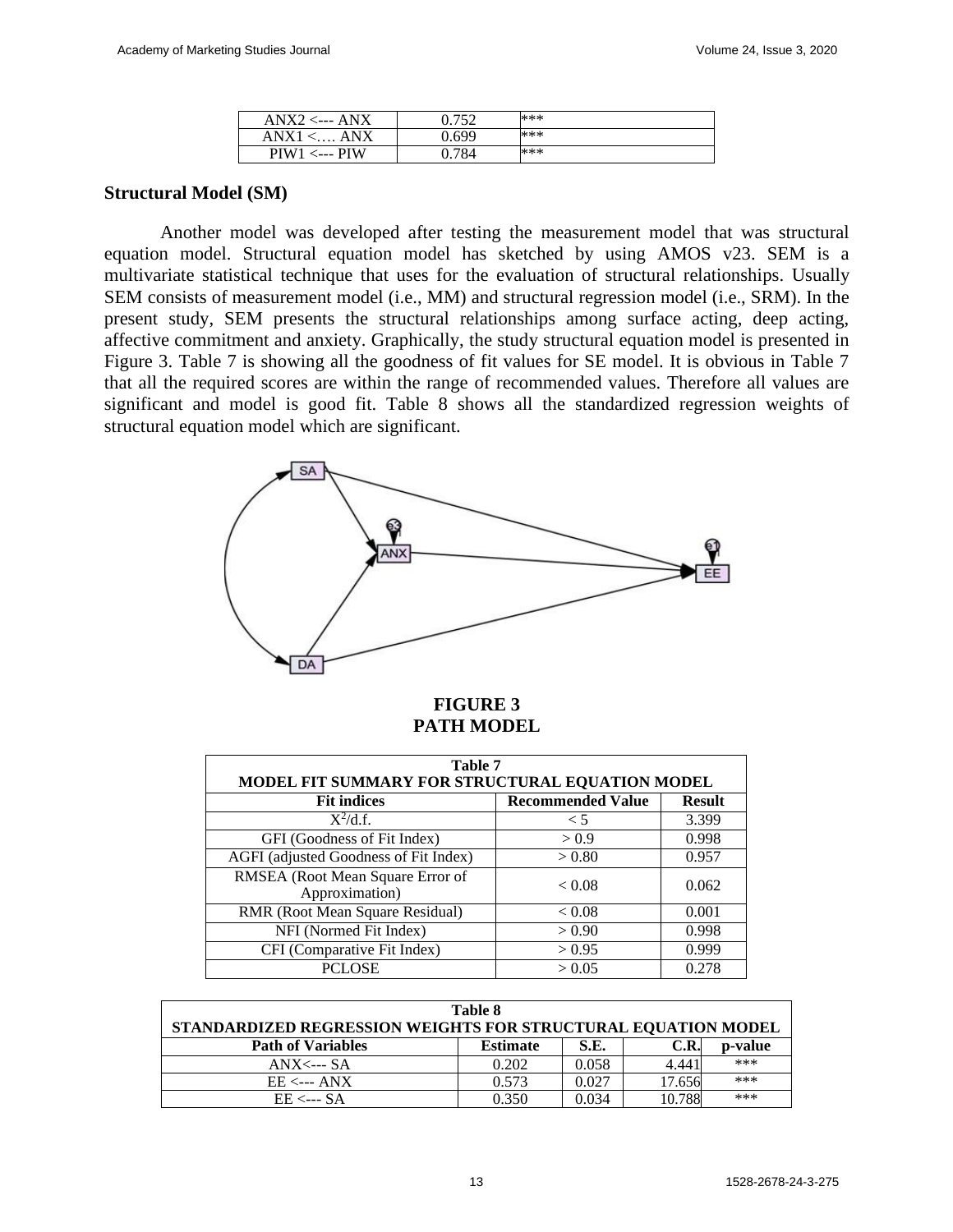| ANX2 <--- ANX | 0.752 | *** |
|---|---|---|
| ANX1 <…. ANX | 0.699 | *** |
| PIW1 <--- PIW | 0.784 | *** |

## Structural Model (SM)

Another model was developed after testing the measurement model that was structural equation model. Structural equation model has sketched by using AMOS v23. SEM is a multivariate statistical technique that uses for the evaluation of structural relationships. Usually SEM consists of measurement model (i.e., MM) and structural regression model (i.e., SRM). In the present study, SEM presents the structural relationships among surface acting, deep acting, affective commitment and anxiety. Graphically, the study structural equation model is presented in Figure 3. Table 7 is showing all the goodness of fit values for SE model. It is obvious in Table 7 that all the required scores are within the range of recommended values. Therefore all values are significant and model is good fit. Table 8 shows all the standardized regression weights of structural equation model which are significant.

**FIGURE 3**
**PATH MODEL**

**Table 7**
**MODEL FIT SUMMARY FOR STRUCTURAL EQUATION MODEL**

| Fit indices | Recommended Value | Result |
|---|---|---|
| $X^2$/d.f. | < 5 | 3.399 |
| GFI (Goodness of Fit Index) | > 0.9 | 0.998 |
| AGFI (adjusted Goodness of Fit Index) | > 0.80 | 0.957 |
| RMSEA (Root Mean Square Error of Approximation) | < 0.08 | 0.062 |
| RMR (Root Mean Square Residual) | < 0.08 | 0.001 |
| NFI (Normed Fit Index) | > 0.90 | 0.998 |
| CFI (Comparative Fit Index) | > 0.95 | 0.999 |
| PCLOSE | > 0.05 | 0.278 |

**Table 8**
**STANDARDIZED REGRESSION WEIGHTS FOR STRUCTURAL EQUATION MODEL**

| Path of Variables | Estimate | S.E. | C.R. | p-value |
|---|---|---|---|---|
| ANX<--- SA | 0.202 | 0.058 | 4.441 | *** |
| EE <--- ANX | 0.573 | 0.027 | 17.656 | *** |
| EE <--- SA | 0.350 | 0.034 | 10.788 | *** |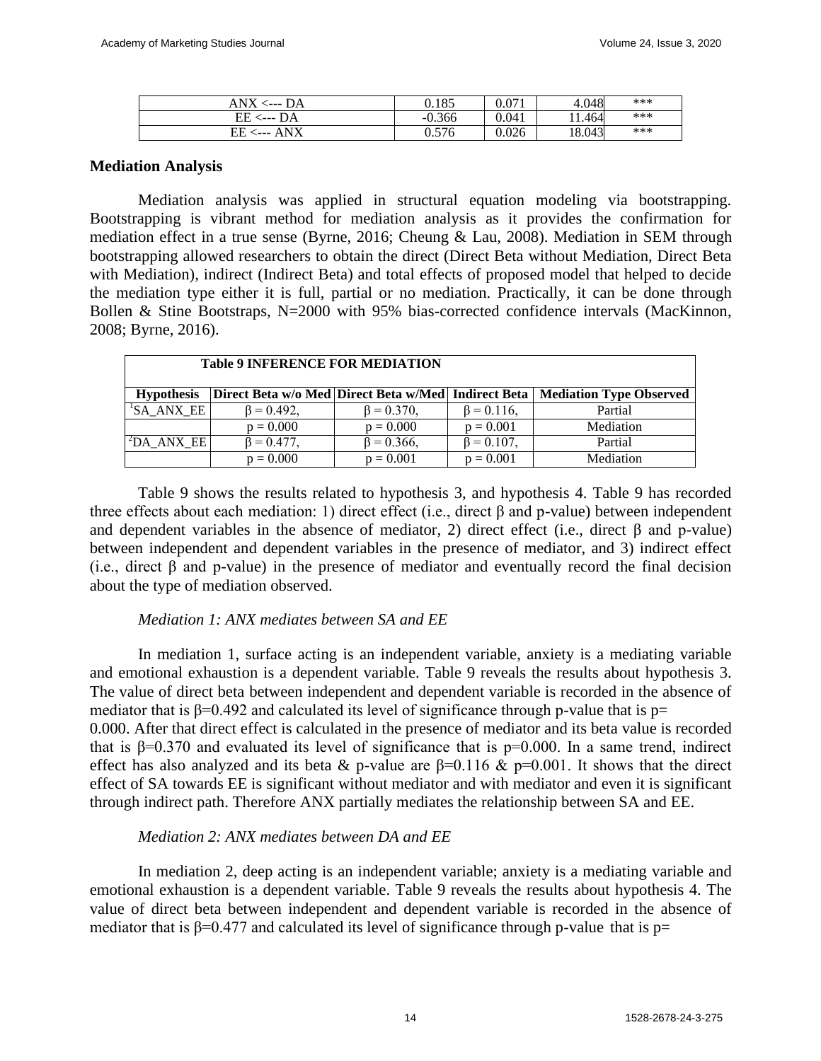| | | | | |
|---|---|---|---|---|
| ANX <--- DA | 0.185 | 0.071 | 4.048 | *** |
| EE <--- DA | -0.366 | 0.041 | 11.464 | *** |
| EE <--- ANX | 0.576 | 0.026 | 18.043 | *** |

## Mediation Analysis

Mediation analysis was applied in structural equation modeling via bootstrapping. Bootstrapping is vibrant method for mediation analysis as it provides the confirmation for mediation effect in a true sense (Byrne, 2016; Cheung & Lau, 2008). Mediation in SEM through bootstrapping allowed researchers to obtain the direct (Direct Beta without Mediation, Direct Beta with Mediation), indirect (Indirect Beta) and total effects of proposed model that helped to decide the mediation type either it is full, partial or no mediation. Practically, it can be done through Bollen & Stine Bootstraps, N=2000 with 95% bias-corrected confidence intervals (MacKinnon, 2008; Byrne, 2016).

**Table 9 INFERENCE FOR MEDIATION**

| Hypothesis | Direct Beta w/o Med | Direct Beta w/Med | Indirect Beta | Mediation Type Observed |
|---|---|---|---|---|
| [1]SA_ANX_EE | β = 0.492, | β = 0.370, | β = 0.116, | Partial |
| | p = 0.000 | p = 0.000 | p = 0.001 | Mediation |
| [2]DA_ANX_EE | β = 0.477, | β = 0.366, | β = 0.107, | Partial |
| | p = 0.000 | p = 0.001 | p = 0.001 | Mediation |

Table 9 shows the results related to hypothesis 3, and hypothesis 4. Table 9 has recorded three effects about each mediation: 1) direct effect (i.e., direct β and p-value) between independent and dependent variables in the absence of mediator, 2) direct effect (i.e., direct β and p-value) between independent and dependent variables in the presence of mediator, and 3) indirect effect (i.e., direct β and p-value) in the presence of mediator and eventually record the final decision about the type of mediation observed.

*Mediation 1: ANX mediates between SA and EE*

In mediation 1, surface acting is an independent variable, anxiety is a mediating variable and emotional exhaustion is a dependent variable. Table 9 reveals the results about hypothesis 3. The value of direct beta between independent and dependent variable is recorded in the absence of mediator that is β=0.492 and calculated its level of significance through p-value that is p= 0.000. After that direct effect is calculated in the presence of mediator and its beta value is recorded that is β=0.370 and evaluated its level of significance that is p=0.000. In a same trend, indirect effect has also analyzed and its beta & p-value are β=0.116 & p=0.001. It shows that the direct effect of SA towards EE is significant without mediator and with mediator and even it is significant through indirect path. Therefore ANX partially mediates the relationship between SA and EE.

*Mediation 2: ANX mediates between DA and EE*

In mediation 2, deep acting is an independent variable; anxiety is a mediating variable and emotional exhaustion is a dependent variable. Table 9 reveals the results about hypothesis 4. The value of direct beta between independent and dependent variable is recorded in the absence of mediator that is β=0.477 and calculated its level of significance through p-value that is p=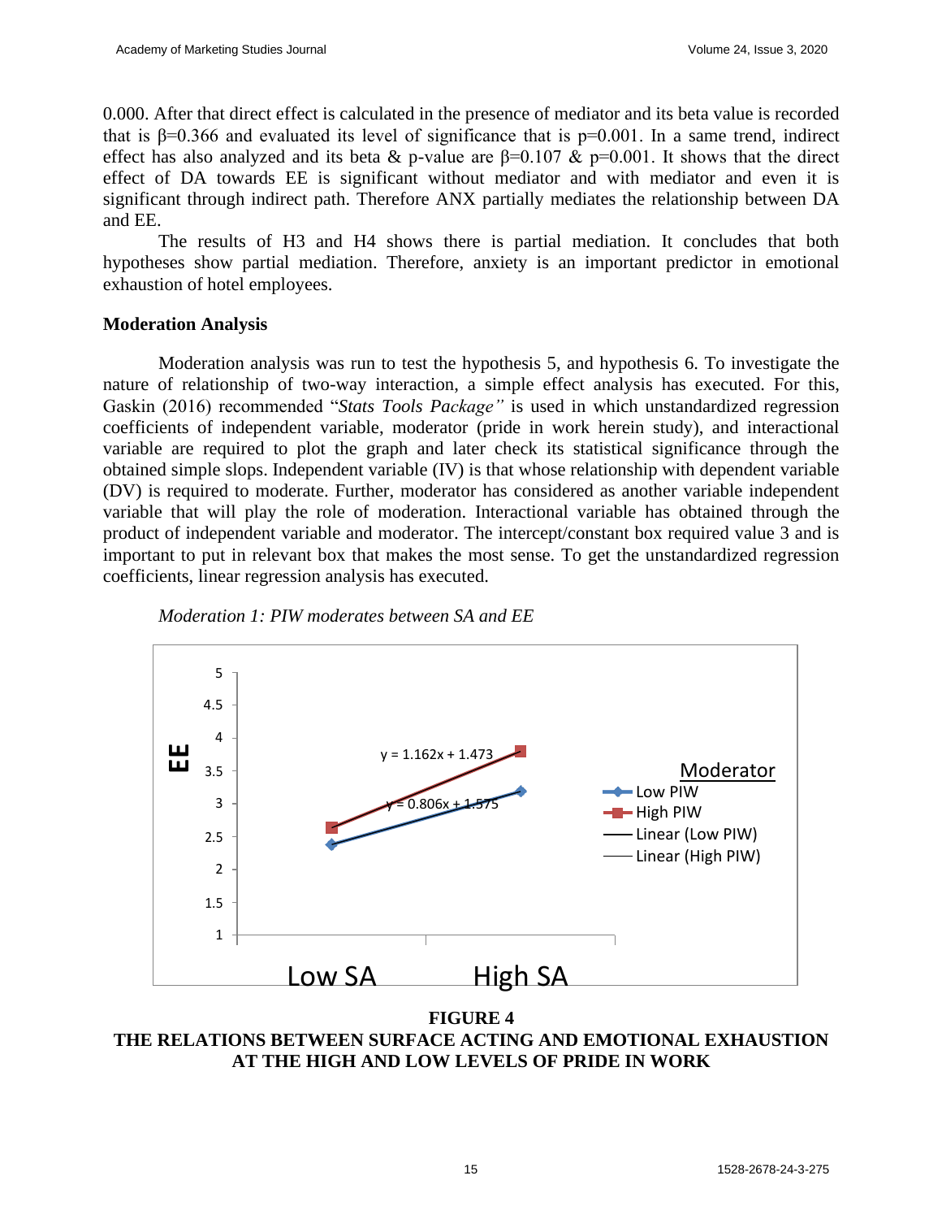0.000. After that direct effect is calculated in the presence of mediator and its beta value is recorded that is β=0.366 and evaluated its level of significance that is p=0.001. In a same trend, indirect effect has also analyzed and its beta & p-value are β=0.107 & p=0.001. It shows that the direct effect of DA towards EE is significant without mediator and with mediator and even it is significant through indirect path. Therefore ANX partially mediates the relationship between DA and EE.

The results of H3 and H4 shows there is partial mediation. It concludes that both hypotheses show partial mediation. Therefore, anxiety is an important predictor in emotional exhaustion of hotel employees.

### Moderation Analysis

Moderation analysis was run to test the hypothesis 5, and hypothesis 6. To investigate the nature of relationship of two-way interaction, a simple effect analysis has executed. For this, Gaskin (2016) recommended "*Stats Tools Package"* is used in which unstandardized regression coefficients of independent variable, moderator (pride in work herein study), and interactional variable are required to plot the graph and later check its statistical significance through the obtained simple slops. Independent variable (IV) is that whose relationship with dependent variable (DV) is required to moderate. Further, moderator has considered as another variable independent variable that will play the role of moderation. Interactional variable has obtained through the product of independent variable and moderator. The intercept/constant box required value 3 and is important to put in relevant box that makes the most sense. To get the unstandardized regression coefficients, linear regression analysis has executed.

*Moderation 1: PIW moderates between SA and EE*

**FIGURE 4**
**THE RELATIONS BETWEEN SURFACE ACTING AND EMOTIONAL EXHAUSTION AT THE HIGH AND LOW LEVELS OF PRIDE IN WORK**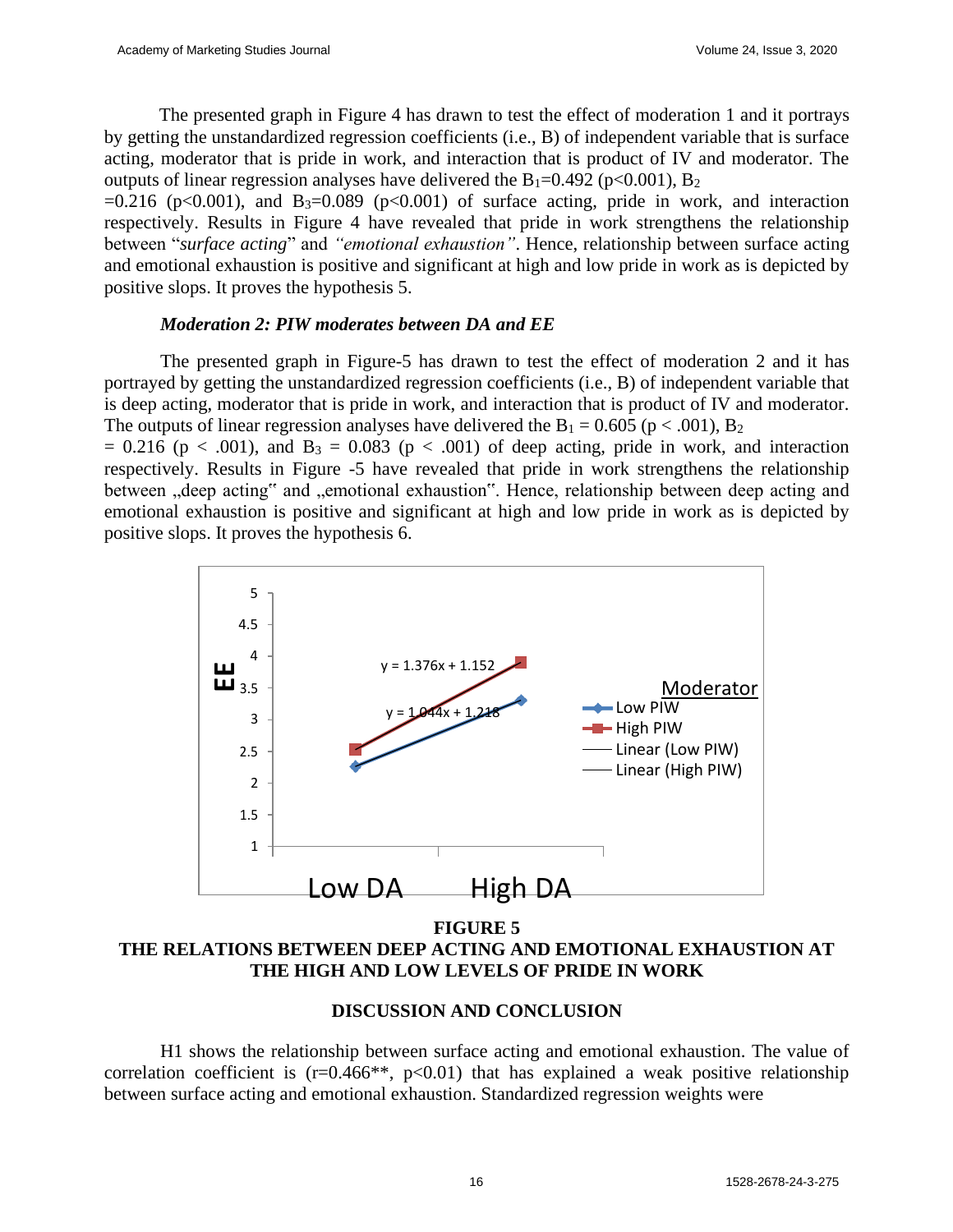The presented graph in Figure 4 has drawn to test the effect of moderation 1 and it portrays by getting the unstandardized regression coefficients (i.e., B) of independent variable that is surface acting, moderator that is pride in work, and interaction that is product of IV and moderator. The outputs of linear regression analyses have delivered the $B_1$=0.492 ($p<0.001$), $B_2$ =0.216 ($p<0.001$), and $B_3$=0.089 ($p<0.001$) of surface acting, pride in work, and interaction respectively. Results in Figure 4 have revealed that pride in work strengthens the relationship between "*surface acting*" and *"emotional exhaustion"*. Hence, relationship between surface acting and emotional exhaustion is positive and significant at high and low pride in work as is depicted by positive slopes. It proves the hypothesis 5.

***Moderation 2: PIW moderates between DA and EE***

The presented graph in Figure-5 has drawn to test the effect of moderation 2 and it has portrayed by getting the unstandardized regression coefficients (i.e., B) of independent variable that is deep acting, moderator that is pride in work, and interaction that is product of IV and moderator. The outputs of linear regression analyses have delivered the $B_1 = 0.605$ ($p < .001$), $B_2 = 0.216$ ($p < .001$), and $B_3 = 0.083$ ($p < .001$) of deep acting, pride in work, and interaction respectively. Results in Figure -5 have revealed that pride in work strengthens the relationship between „deep acting" and „emotional exhaustion". Hence, relationship between deep acting and emotional exhaustion is positive and significant at high and low pride in work as is depicted by positive slopes. It proves the hypothesis 6.

**FIGURE 5**
**THE RELATIONS BETWEEN DEEP ACTING AND EMOTIONAL EXHAUSTION AT THE HIGH AND LOW LEVELS OF PRIDE IN WORK**

## DISCUSSION AND CONCLUSION

H1 shows the relationship between surface acting and emotional exhaustion. The value of correlation coefficient is (r=0.466**, $p<0.01$) that has explained a weak positive relationship between surface acting and emotional exhaustion. Standardized regression weights were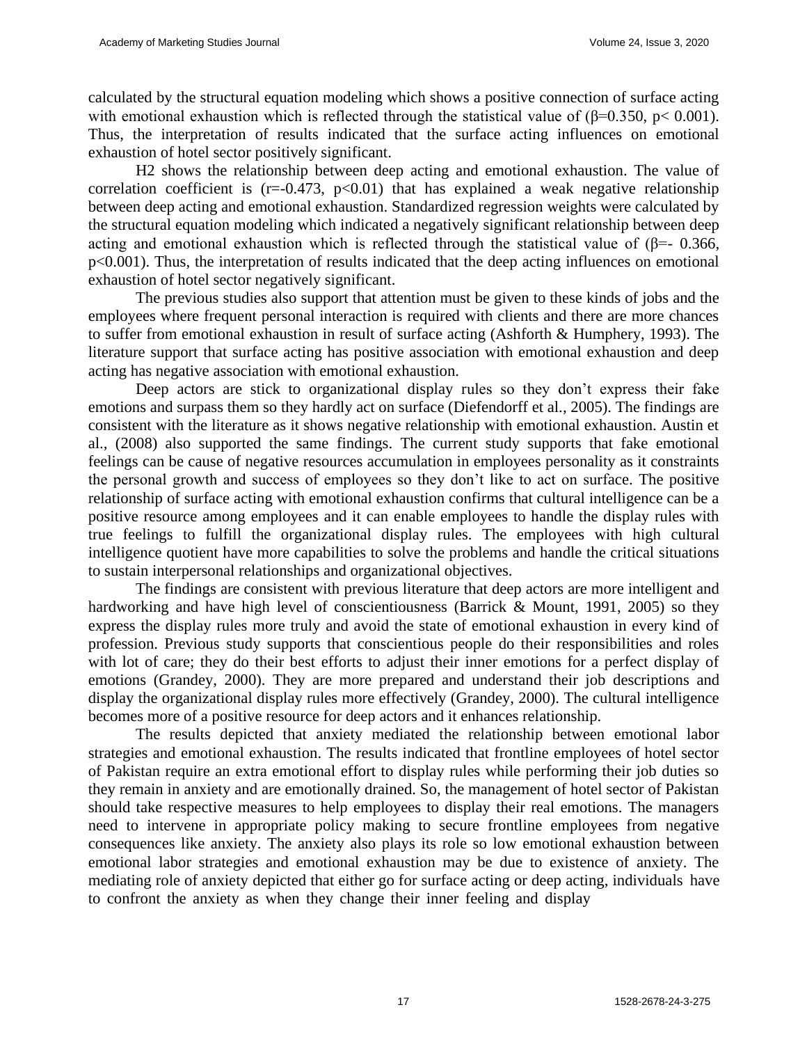calculated by the structural equation modeling which shows a positive connection of surface acting with emotional exhaustion which is reflected through the statistical value of ($\beta$=0.350, $p$< 0.001). Thus, the interpretation of results indicated that the surface acting influences on emotional exhaustion of hotel sector positively significant.

H2 shows the relationship between deep acting and emotional exhaustion. The value of correlation coefficient is ($r$=-0.473, $p$<0.01) that has explained a weak negative relationship between deep acting and emotional exhaustion. Standardized regression weights were calculated by the structural equation modeling which indicated a negatively significant relationship between deep acting and emotional exhaustion which is reflected through the statistical value of ($\beta$=- 0.366, $p$<0.001). Thus, the interpretation of results indicated that the deep acting influences on emotional exhaustion of hotel sector negatively significant.

The previous studies also support that attention must be given to these kinds of jobs and the employees where frequent personal interaction is required with clients and there are more chances to suffer from emotional exhaustion in result of surface acting (Ashforth & Humphery, 1993). The literature support that surface acting has positive association with emotional exhaustion and deep acting has negative association with emotional exhaustion.

Deep actors are stick to organizational display rules so they don't express their fake emotions and surpass them so they hardly act on surface (Diefendorff et al., 2005). The findings are consistent with the literature as it shows negative relationship with emotional exhaustion. Austin et al., (2008) also supported the same findings. The current study supports that fake emotional feelings can be cause of negative resources accumulation in employees personality as it constraints the personal growth and success of employees so they don't like to act on surface. The positive relationship of surface acting with emotional exhaustion confirms that cultural intelligence can be a positive resource among employees and it can enable employees to handle the display rules with true feelings to fulfill the organizational display rules. The employees with high cultural intelligence quotient have more capabilities to solve the problems and handle the critical situations to sustain interpersonal relationships and organizational objectives.

The findings are consistent with previous literature that deep actors are more intelligent and hardworking and have high level of conscientiousness (Barrick & Mount, 1991, 2005) so they express the display rules more truly and avoid the state of emotional exhaustion in every kind of profession. Previous study supports that conscientious people do their responsibilities and roles with lot of care; they do their best efforts to adjust their inner emotions for a perfect display of emotions (Grandey, 2000). They are more prepared and understand their job descriptions and display the organizational display rules more effectively (Grandey, 2000). The cultural intelligence becomes more of a positive resource for deep actors and it enhances relationship.

The results depicted that anxiety mediated the relationship between emotional labor strategies and emotional exhaustion. The results indicated that frontline employees of hotel sector of Pakistan require an extra emotional effort to display rules while performing their job duties so they remain in anxiety and are emotionally drained. So, the management of hotel sector of Pakistan should take respective measures to help employees to display their real emotions. The managers need to intervene in appropriate policy making to secure frontline employees from negative consequences like anxiety. The anxiety also plays its role so low emotional exhaustion between emotional labor strategies and emotional exhaustion may be due to existence of anxiety. The mediating role of anxiety depicted that either go for surface acting or deep acting, individuals have to confront the anxiety as when they change their inner feeling and display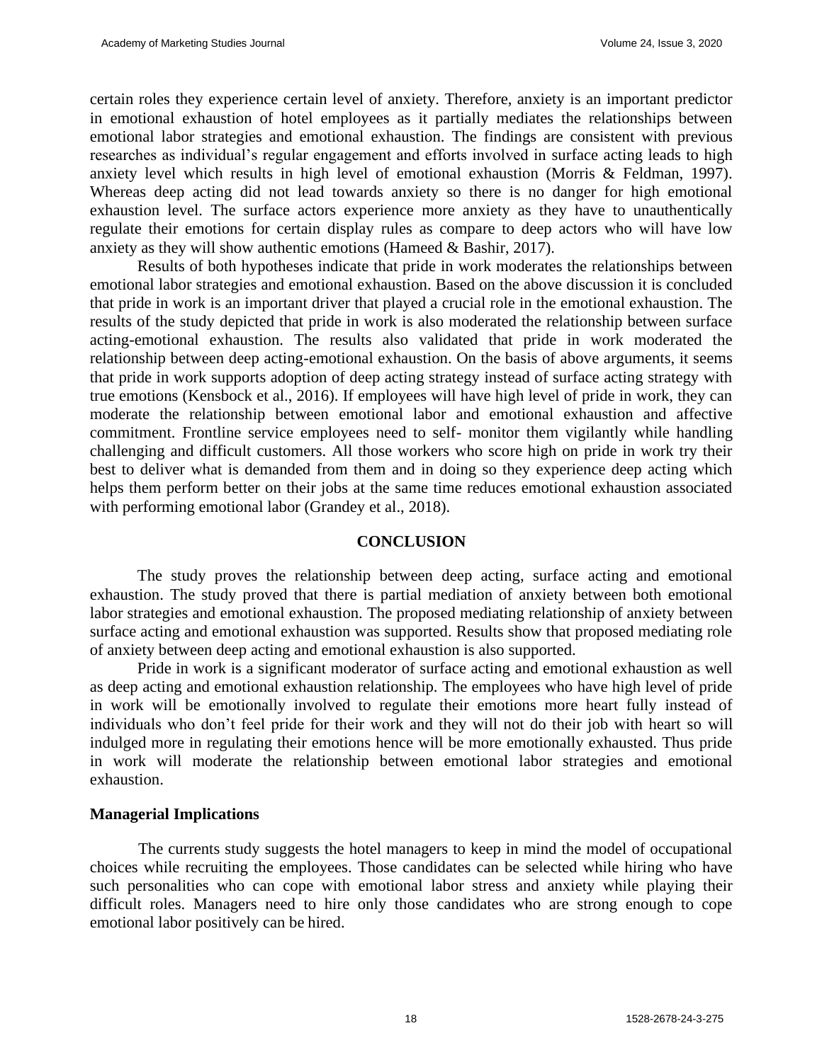certain roles they experience certain level of anxiety. Therefore, anxiety is an important predictor in emotional exhaustion of hotel employees as it partially mediates the relationships between emotional labor strategies and emotional exhaustion. The findings are consistent with previous researches as individual's regular engagement and efforts involved in surface acting leads to high anxiety level which results in high level of emotional exhaustion (Morris & Feldman, 1997). Whereas deep acting did not lead towards anxiety so there is no danger for high emotional exhaustion level. The surface actors experience more anxiety as they have to unauthentically regulate their emotions for certain display rules as compare to deep actors who will have low anxiety as they will show authentic emotions (Hameed & Bashir, 2017).

Results of both hypotheses indicate that pride in work moderates the relationships between emotional labor strategies and emotional exhaustion. Based on the above discussion it is concluded that pride in work is an important driver that played a crucial role in the emotional exhaustion. The results of the study depicted that pride in work is also moderated the relationship between surface acting-emotional exhaustion. The results also validated that pride in work moderated the relationship between deep acting-emotional exhaustion. On the basis of above arguments, it seems that pride in work supports adoption of deep acting strategy instead of surface acting strategy with true emotions (Kensbock et al., 2016). If employees will have high level of pride in work, they can moderate the relationship between emotional labor and emotional exhaustion and affective commitment. Frontline service employees need to self- monitor them vigilantly while handling challenging and difficult customers. All those workers who score high on pride in work try their best to deliver what is demanded from them and in doing so they experience deep acting which helps them perform better on their jobs at the same time reduces emotional exhaustion associated with performing emotional labor (Grandey et al., 2018).

## CONCLUSION

The study proves the relationship between deep acting, surface acting and emotional exhaustion. The study proved that there is partial mediation of anxiety between both emotional labor strategies and emotional exhaustion. The proposed mediating relationship of anxiety between surface acting and emotional exhaustion was supported. Results show that proposed mediating role of anxiety between deep acting and emotional exhaustion is also supported.

Pride in work is a significant moderator of surface acting and emotional exhaustion as well as deep acting and emotional exhaustion relationship. The employees who have high level of pride in work will be emotionally involved to regulate their emotions more heart fully instead of individuals who don't feel pride for their work and they will not do their job with heart so will indulged more in regulating their emotions hence will be more emotionally exhausted. Thus pride in work will moderate the relationship between emotional labor strategies and emotional exhaustion.

### Managerial Implications

The currents study suggests the hotel managers to keep in mind the model of occupational choices while recruiting the employees. Those candidates can be selected while hiring who have such personalities who can cope with emotional labor stress and anxiety while playing their difficult roles. Managers need to hire only those candidates who are strong enough to cope emotional labor positively can be hired.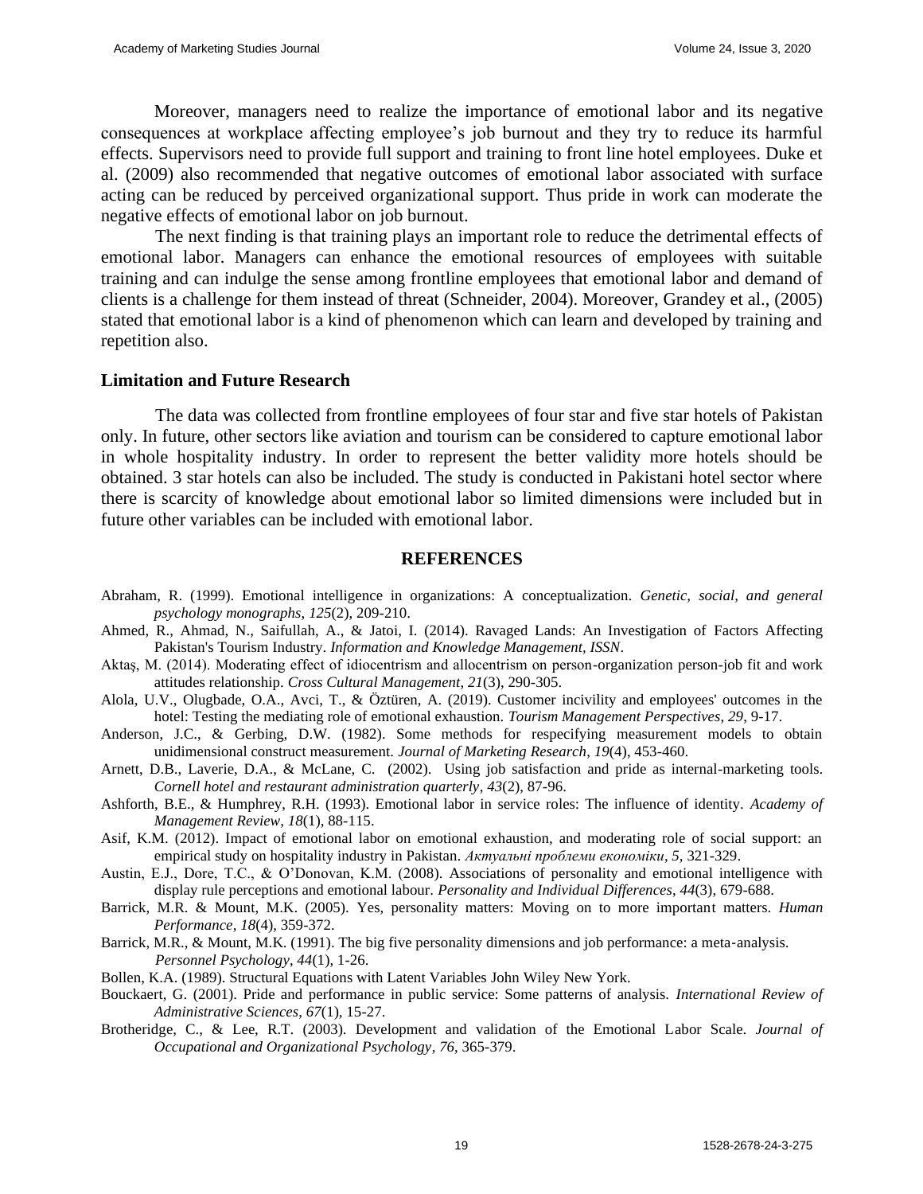Moreover, managers need to realize the importance of emotional labor and its negative consequences at workplace affecting employee's job burnout and they try to reduce its harmful effects. Supervisors need to provide full support and training to front line hotel employees. Duke et al. (2009) also recommended that negative outcomes of emotional labor associated with surface acting can be reduced by perceived organizational support. Thus pride in work can moderate the negative effects of emotional labor on job burnout.

The next finding is that training plays an important role to reduce the detrimental effects of emotional labor. Managers can enhance the emotional resources of employees with suitable training and can indulge the sense among frontline employees that emotional labor and demand of clients is a challenge for them instead of threat (Schneider, 2004). Moreover, Grandey et al., (2005) stated that emotional labor is a kind of phenomenon which can learn and developed by training and repetition also.

## Limitation and Future Research

The data was collected from frontline employees of four star and five star hotels of Pakistan only. In future, other sectors like aviation and tourism can be considered to capture emotional labor in whole hospitality industry. In order to represent the better validity more hotels should be obtained. 3 star hotels can also be included. The study is conducted in Pakistani hotel sector where there is scarcity of knowledge about emotional labor so limited dimensions were included but in future other variables can be included with emotional labor.

## REFERENCES

Abraham, R. (1999). Emotional intelligence in organizations: A conceptualization. *Genetic, social, and general psychology monographs*, *125*(2), 209-210.

Ahmed, R., Ahmad, N., Saifullah, A., & Jatoi, I. (2014). Ravaged Lands: An Investigation of Factors Affecting Pakistan's Tourism Industry. *Information and Knowledge Management, ISSN*.

Aktaş, M. (2014). Moderating effect of idiocentrism and allocentrism on person-organization person-job fit and work attitudes relationship. *Cross Cultural Management*, *21*(3), 290-305.

Alola, U.V., Olugbade, O.A., Avci, T., & Öztüren, A. (2019). Customer incivility and employees' outcomes in the hotel: Testing the mediating role of emotional exhaustion. *Tourism Management Perspectives*, *29*, 9-17.

Anderson, J.C., & Gerbing, D.W. (1982). Some methods for respecifying measurement models to obtain unidimensional construct measurement. *Journal of Marketing Research*, *19*(4), 453-460.

Arnett, D.B., Laverie, D.A., & McLane, C. (2002). Using job satisfaction and pride as internal-marketing tools. *Cornell hotel and restaurant administration quarterly*, *43*(2), 87-96.

Ashforth, B.E., & Humphrey, R.H. (1993). Emotional labor in service roles: The influence of identity. *Academy of Management Review*, *18*(1), 88-115.

Asif, K.M. (2012). Impact of emotional labor on emotional exhaustion, and moderating role of social support: an empirical study on hospitality industry in Pakistan. *Актуальні проблеми економіки*, *5*, 321-329.

Austin, E.J., Dore, T.C., & O'Donovan, K.M. (2008). Associations of personality and emotional intelligence with display rule perceptions and emotional labour. *Personality and Individual Differences*, *44*(3), 679-688.

Barrick, M.R. & Mount, M.K. (2005). Yes, personality matters: Moving on to more important matters. *Human Performance*, *18*(4), 359-372.

Barrick, M.R., & Mount, M.K. (1991). The big five personality dimensions and job performance: a meta-analysis. *Personnel Psychology*, *44*(1), 1-26.

Bollen, K.A. (1989). Structural Equations with Latent Variables John Wiley New York.

Bouckaert, G. (2001). Pride and performance in public service: Some patterns of analysis. *International Review of Administrative Sciences*, *67*(1), 15-27.

Brotheridge, C., & Lee, R.T. (2003). Development and validation of the Emotional Labor Scale. *Journal of Occupational and Organizational Psychology*, *76*, 365-379.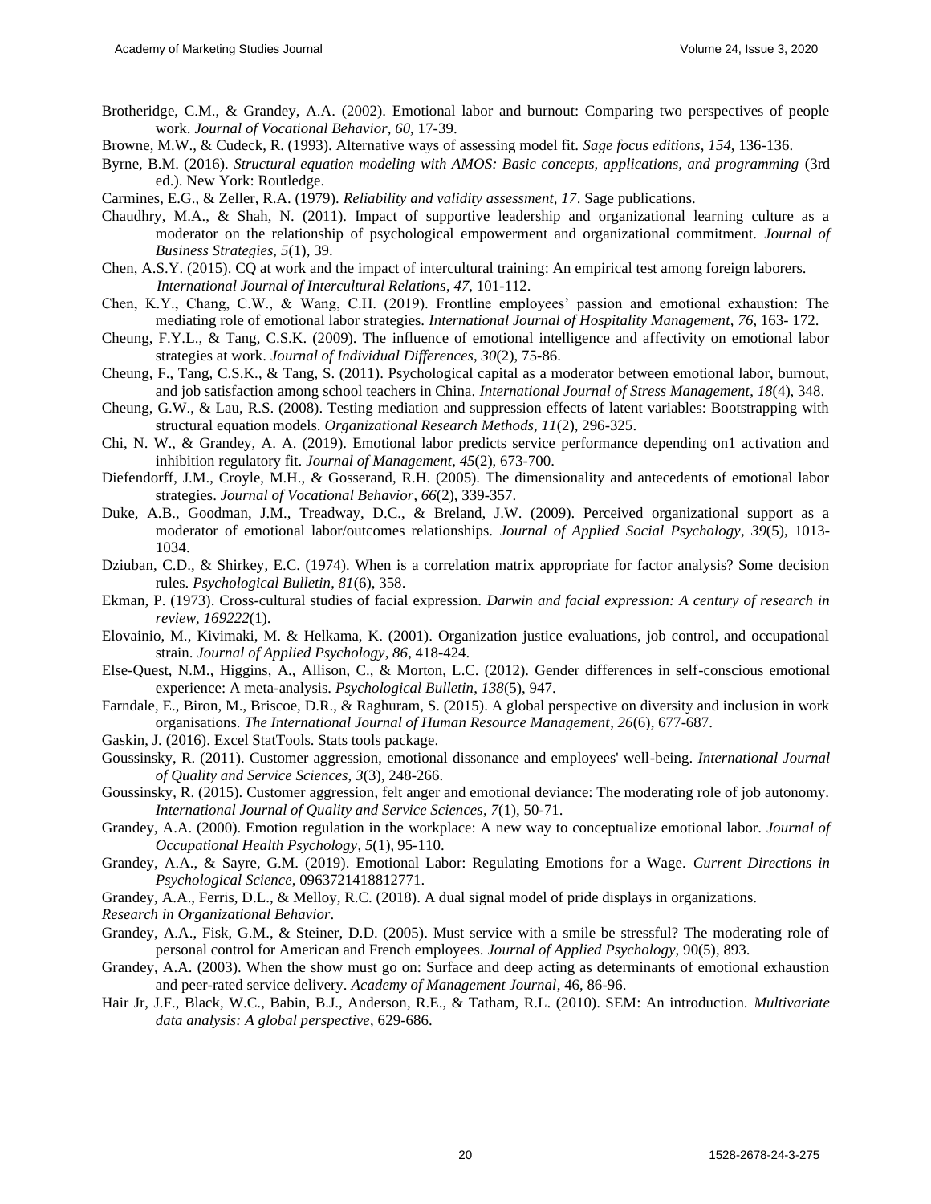Brotheridge, C.M., & Grandey, A.A. (2002). Emotional labor and burnout: Comparing two perspectives of people work. *Journal of Vocational Behavior*, *60*, 17-39.

Browne, M.W., & Cudeck, R. (1993). Alternative ways of assessing model fit. *Sage focus editions*, *154*, 136-136.

Byrne, B.M. (2016). *Structural equation modeling with AMOS: Basic concepts, applications, and programming* (3rd ed.). New York: Routledge.

Carmines, E.G., & Zeller, R.A. (1979). *Reliability and validity assessment, 17*. Sage publications.

Chaudhry, M.A., & Shah, N. (2011). Impact of supportive leadership and organizational learning culture as a moderator on the relationship of psychological empowerment and organizational commitment. *Journal of Business Strategies*, *5*(1), 39.

Chen, A.S.Y. (2015). CQ at work and the impact of intercultural training: An empirical test among foreign laborers. *International Journal of Intercultural Relations*, *47*, 101-112.

Chen, K.Y., Chang, C.W., & Wang, C.H. (2019). Frontline employees' passion and emotional exhaustion: The mediating role of emotional labor strategies. *International Journal of Hospitality Management*, *76*, 163- 172.

Cheung, F.Y.L., & Tang, C.S.K. (2009). The influence of emotional intelligence and affectivity on emotional labor strategies at work. *Journal of Individual Differences*, *30*(2), 75-86.

Cheung, F., Tang, C.S.K., & Tang, S. (2011). Psychological capital as a moderator between emotional labor, burnout, and job satisfaction among school teachers in China. *International Journal of Stress Management*, *18*(4), 348.

Cheung, G.W., & Lau, R.S. (2008). Testing mediation and suppression effects of latent variables: Bootstrapping with structural equation models. *Organizational Research Methods*, *11*(2), 296-325.

Chi, N. W., & Grandey, A. A. (2019). Emotional labor predicts service performance depending on1 activation and inhibition regulatory fit. *Journal of Management*, *45*(2), 673-700.

Diefendorff, J.M., Croyle, M.H., & Gosserand, R.H. (2005). The dimensionality and antecedents of emotional labor strategies. *Journal of Vocational Behavior*, *66*(2), 339-357.

Duke, A.B., Goodman, J.M., Treadway, D.C., & Breland, J.W. (2009). Perceived organizational support as a moderator of emotional labor/outcomes relationships. *Journal of Applied Social Psychology*, *39*(5), 1013-1034.

Dziuban, C.D., & Shirkey, E.C. (1974). When is a correlation matrix appropriate for factor analysis? Some decision rules. *Psychological Bulletin*, *81*(6), 358.

Ekman, P. (1973). Cross-cultural studies of facial expression. *Darwin and facial expression: A century of research in review*, *169222*(1).

Elovainio, M., Kivimaki, M. & Helkama, K. (2001). Organization justice evaluations, job control, and occupational strain. *Journal of Applied Psychology*, *86*, 418-424.

Else-Quest, N.M., Higgins, A., Allison, C., & Morton, L.C. (2012). Gender differences in self-conscious emotional experience: A meta-analysis. *Psychological Bulletin*, *138*(5), 947.

Farndale, E., Biron, M., Briscoe, D.R., & Raghuram, S. (2015). A global perspective on diversity and inclusion in work organisations. *The International Journal of Human Resource Management*, *26*(6), 677-687.

Gaskin, J. (2016). Excel StatTools. Stats tools package.

Goussinsky, R. (2011). Customer aggression, emotional dissonance and employees' well-being. *International Journal of Quality and Service Sciences*, *3*(3), 248-266.

Goussinsky, R. (2015). Customer aggression, felt anger and emotional deviance: The moderating role of job autonomy. *International Journal of Quality and Service Sciences*, *7*(1), 50-71.

Grandey, A.A. (2000). Emotion regulation in the workplace: A new way to conceptualize emotional labor. *Journal of Occupational Health Psychology*, *5*(1), 95-110.

Grandey, A.A., & Sayre, G.M. (2019). Emotional Labor: Regulating Emotions for a Wage. *Current Directions in Psychological Science*, 0963721418812771.

Grandey, A.A., Ferris, D.L., & Melloy, R.C. (2018). A dual signal model of pride displays in organizations. *Research in Organizational Behavior*.

Grandey, A.A., Fisk, G.M., & Steiner, D.D. (2005). Must service with a smile be stressful? The moderating role of personal control for American and French employees. *Journal of Applied Psychology*, 90(5), 893.

Grandey, A.A. (2003). When the show must go on: Surface and deep acting as determinants of emotional exhaustion and peer-rated service delivery. *Academy of Management Journal*, 46, 86-96.

Hair Jr, J.F., Black, W.C., Babin, B.J., Anderson, R.E., & Tatham, R.L. (2010). SEM: An introduction. *Multivariate data analysis: A global perspective*, 629-686.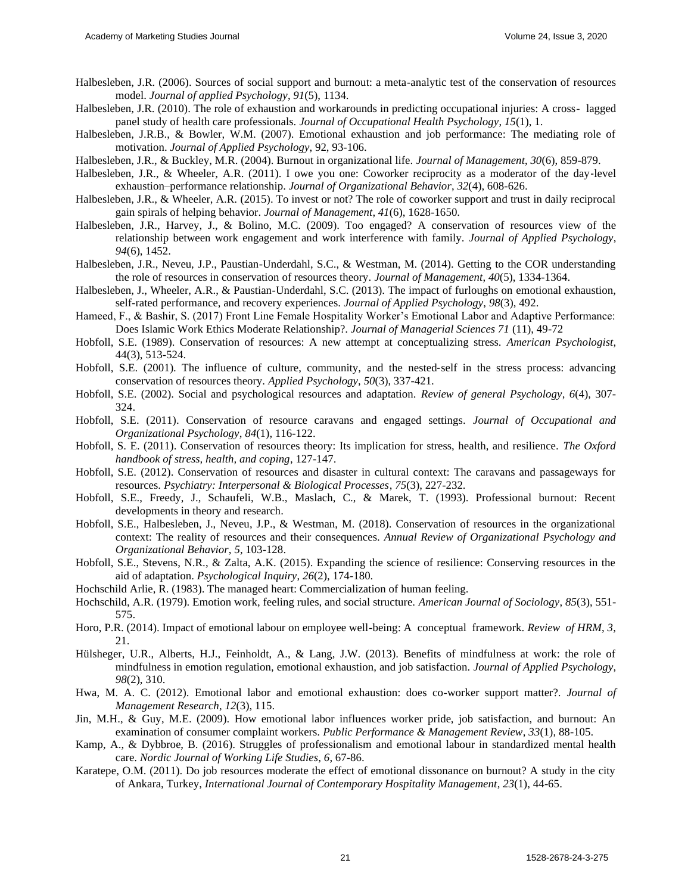Halbesleben, J.R. (2006). Sources of social support and burnout: a meta-analytic test of the conservation of resources model. *Journal of applied Psychology*, *91*(5), 1134.

Halbesleben, J.R. (2010). The role of exhaustion and workarounds in predicting occupational injuries: A cross- lagged panel study of health care professionals. *Journal of Occupational Health Psychology*, *15*(1), 1.

Halbesleben, J.R.B., & Bowler, W.M. (2007). Emotional exhaustion and job performance: The mediating role of motivation. *Journal of Applied Psychology*, 92, 93-106.

Halbesleben, J.R., & Buckley, M.R. (2004). Burnout in organizational life. *Journal of Management*, *30*(6), 859-879.

Halbesleben, J.R., & Wheeler, A.R. (2011). I owe you one: Coworker reciprocity as a moderator of the day-level exhaustion–performance relationship. *Journal of Organizational Behavior*, *32*(4), 608-626.

Halbesleben, J.R., & Wheeler, A.R. (2015). To invest or not? The role of coworker support and trust in daily reciprocal gain spirals of helping behavior. *Journal of Management*, *41*(6), 1628-1650.

Halbesleben, J.R., Harvey, J., & Bolino, M.C. (2009). Too engaged? A conservation of resources view of the relationship between work engagement and work interference with family. *Journal of Applied Psychology*, *94*(6), 1452.

Halbesleben, J.R., Neveu, J.P., Paustian-Underdahl, S.C., & Westman, M. (2014). Getting to the COR understanding the role of resources in conservation of resources theory. *Journal of Management*, *40*(5), 1334-1364.

Halbesleben, J., Wheeler, A.R., & Paustian-Underdahl, S.C. (2013). The impact of furloughs on emotional exhaustion, self-rated performance, and recovery experiences. *Journal of Applied Psychology*, *98*(3), 492.

Hameed, F., & Bashir, S. (2017) Front Line Female Hospitality Worker's Emotional Labor and Adaptive Performance: Does Islamic Work Ethics Moderate Relationship?. *Journal of Managerial Sciences 71* (11), 49-72

Hobfoll, S.E. (1989). Conservation of resources: A new attempt at conceptualizing stress. *American Psychologist*, 44(3), 513-524.

Hobfoll, S.E. (2001). The influence of culture, community, and the nested-self in the stress process: advancing conservation of resources theory. *Applied Psychology*, *50*(3), 337-421.

Hobfoll, S.E. (2002). Social and psychological resources and adaptation. *Review of general Psychology*, *6*(4), 307-324.

Hobfoll, S.E. (2011). Conservation of resource caravans and engaged settings. *Journal of Occupational and Organizational Psychology*, *84*(1), 116-122.

Hobfoll, S. E. (2011). Conservation of resources theory: Its implication for stress, health, and resilience. *The Oxford handbook of stress, health, and coping*, 127-147.

Hobfoll, S.E. (2012). Conservation of resources and disaster in cultural context: The caravans and passageways for resources. *Psychiatry: Interpersonal & Biological Processes*, *75*(3), 227-232.

Hobfoll, S.E., Freedy, J., Schaufeli, W.B., Maslach, C., & Marek, T. (1993). Professional burnout: Recent developments in theory and research.

Hobfoll, S.E., Halbesleben, J., Neveu, J.P., & Westman, M. (2018). Conservation of resources in the organizational context: The reality of resources and their consequences. *Annual Review of Organizational Psychology and Organizational Behavior*, *5*, 103-128.

Hobfoll, S.E., Stevens, N.R., & Zalta, A.K. (2015). Expanding the science of resilience: Conserving resources in the aid of adaptation. *Psychological Inquiry*, *26*(2), 174-180.

Hochschild Arlie, R. (1983). The managed heart: Commercialization of human feeling.

Hochschild, A.R. (1979). Emotion work, feeling rules, and social structure. *American Journal of Sociology*, *85*(3), 551-575.

Horo, P.R. (2014). Impact of emotional labour on employee well-being: A conceptual framework. *Review of HRM*, *3*, 21.

Hülsheger, U.R., Alberts, H.J., Feinholdt, A., & Lang, J.W. (2013). Benefits of mindfulness at work: the role of mindfulness in emotion regulation, emotional exhaustion, and job satisfaction. *Journal of Applied Psychology*, *98*(2), 310.

Hwa, M. A. C. (2012). Emotional labor and emotional exhaustion: does co-worker support matter?. *Journal of Management Research*, *12*(3), 115.

Jin, M.H., & Guy, M.E. (2009). How emotional labor influences worker pride, job satisfaction, and burnout: An examination of consumer complaint workers. *Public Performance & Management Review*, *33*(1), 88-105.

Kamp, A., & Dybbroe, B. (2016). Struggles of professionalism and emotional labour in standardized mental health care. *Nordic Journal of Working Life Studies*, *6*, 67-86.

Karatepe, O.M. (2011). Do job resources moderate the effect of emotional dissonance on burnout? A study in the city of Ankara, Turkey, *International Journal of Contemporary Hospitality Management*, *23*(1), 44-65.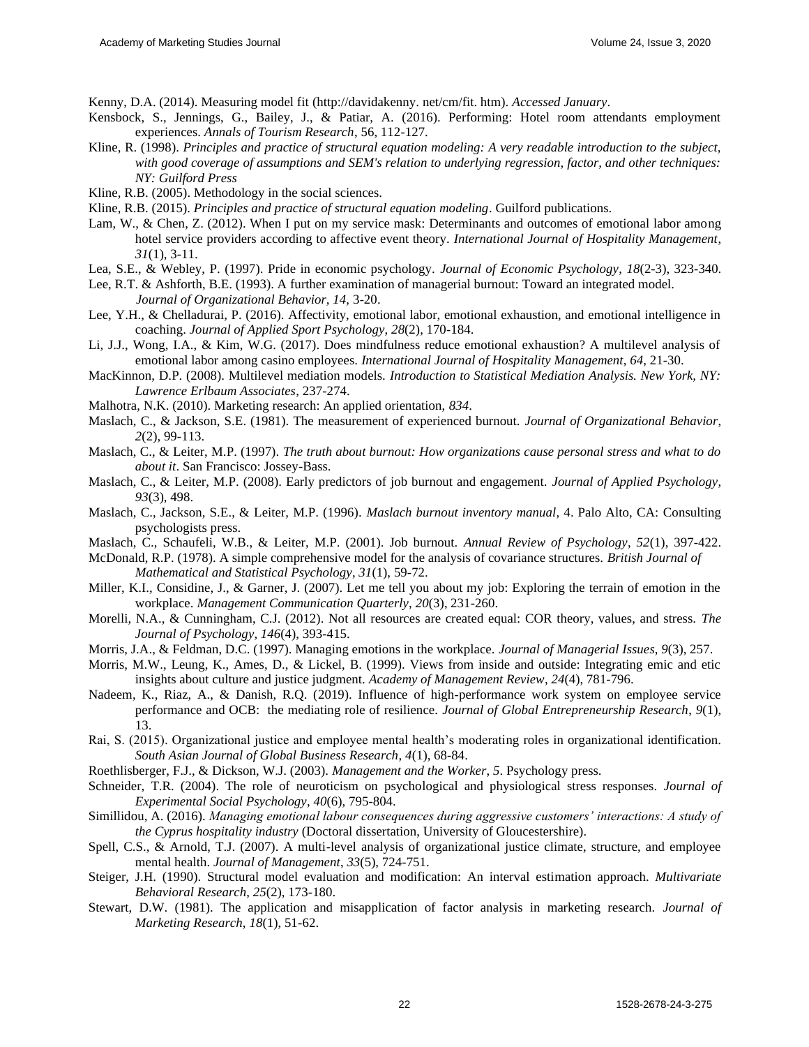Kenny, D.A. (2014). Measuring model fit (http://davidakenny. net/cm/fit. htm). *Accessed January*.

Kensbock, S., Jennings, G., Bailey, J., & Patiar, A. (2016). Performing: Hotel room attendants employment experiences. *Annals of Tourism Research*, 56, 112-127.

Kline, R. (1998). *Principles and practice of structural equation modeling: A very readable introduction to the subject, with good coverage of assumptions and SEM's relation to underlying regression, factor, and other techniques: NY: Guilford Press*

Kline, R.B. (2005). Methodology in the social sciences.

Kline, R.B. (2015). *Principles and practice of structural equation modeling*. Guilford publications.

Lam, W., & Chen, Z. (2012). When I put on my service mask: Determinants and outcomes of emotional labor among hotel service providers according to affective event theory. *International Journal of Hospitality Management*, *31*(1), 3-11.

Lea, S.E., & Webley, P. (1997). Pride in economic psychology. *Journal of Economic Psychology*, *18*(2-3), 323-340.

Lee, R.T. & Ashforth, B.E. (1993). A further examination of managerial burnout: Toward an integrated model. *Journal of Organizational Behavior, 14,* 3-20.

Lee, Y.H., & Chelladurai, P. (2016). Affectivity, emotional labor, emotional exhaustion, and emotional intelligence in coaching. *Journal of Applied Sport Psychology*, *28*(2), 170-184.

Li, J.J., Wong, I.A., & Kim, W.G. (2017). Does mindfulness reduce emotional exhaustion? A multilevel analysis of emotional labor among casino employees. *International Journal of Hospitality Management*, *64*, 21-30.

MacKinnon, D.P. (2008). Multilevel mediation models. *Introduction to Statistical Mediation Analysis. New York, NY: Lawrence Erlbaum Associates*, 237-274.

Malhotra, N.K. (2010). Marketing research: An applied orientation, *834*.

Maslach, C., & Jackson, S.E. (1981). The measurement of experienced burnout. *Journal of Organizational Behavior*, *2*(2), 99-113.

Maslach, C., & Leiter, M.P. (1997). *The truth about burnout: How organizations cause personal stress and what to do about it*. San Francisco: Jossey-Bass.

Maslach, C., & Leiter, M.P. (2008). Early predictors of job burnout and engagement. *Journal of Applied Psychology*, *93*(3), 498.

Maslach, C., Jackson, S.E., & Leiter, M.P. (1996). *Maslach burnout inventory manual*, 4. Palo Alto, CA: Consulting psychologists press.

Maslach, C., Schaufeli, W.B., & Leiter, M.P. (2001). Job burnout. *Annual Review of Psychology*, *52*(1), 397-422.

McDonald, R.P. (1978). A simple comprehensive model for the analysis of covariance structures. *British Journal of Mathematical and Statistical Psychology*, *31*(1), 59-72.

Miller, K.I., Considine, J., & Garner, J. (2007). Let me tell you about my job: Exploring the terrain of emotion in the workplace. *Management Communication Quarterly*, *20*(3), 231-260.

Morelli, N.A., & Cunningham, C.J. (2012). Not all resources are created equal: COR theory, values, and stress. *The Journal of Psychology*, *146*(4), 393-415.

Morris, J.A., & Feldman, D.C. (1997). Managing emotions in the workplace. *Journal of Managerial Issues*, *9*(3), 257.

Morris, M.W., Leung, K., Ames, D., & Lickel, B. (1999). Views from inside and outside: Integrating emic and etic insights about culture and justice judgment. *Academy of Management Review*, *24*(4), 781-796.

Nadeem, K., Riaz, A., & Danish, R.Q. (2019). Influence of high-performance work system on employee service performance and OCB: the mediating role of resilience. *Journal of Global Entrepreneurship Research*, *9*(1), 13.

Rai, S. (2015). Organizational justice and employee mental health's moderating roles in organizational identification. *South Asian Journal of Global Business Research*, *4*(1), 68-84.

Roethlisberger, F.J., & Dickson, W.J. (2003). *Management and the Worker, 5*. Psychology press.

Schneider, T.R. (2004). The role of neuroticism on psychological and physiological stress responses. *Journal of Experimental Social Psychology*, *40*(6), 795-804.

Simillidou, A. (2016). *Managing emotional labour consequences during aggressive customers' interactions: A study of the Cyprus hospitality industry* (Doctoral dissertation, University of Gloucestershire).

Spell, C.S., & Arnold, T.J. (2007). A multi-level analysis of organizational justice climate, structure, and employee mental health. *Journal of Management*, *33*(5), 724-751.

Steiger, J.H. (1990). Structural model evaluation and modification: An interval estimation approach. *Multivariate Behavioral Research*, *25*(2), 173-180.

Stewart, D.W. (1981). The application and misapplication of factor analysis in marketing research. *Journal of Marketing Research*, *18*(1), 51-62.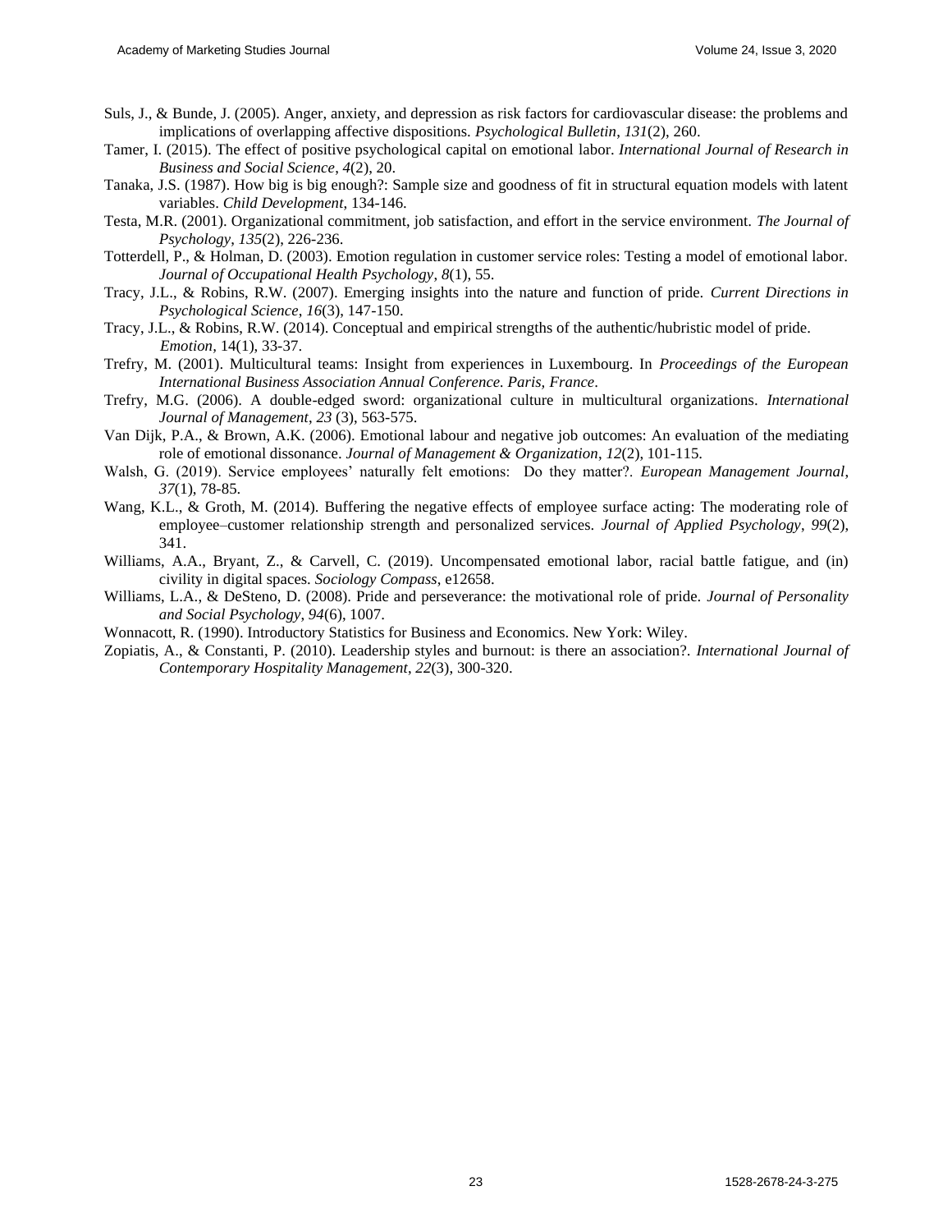Suls, J., & Bunde, J. (2005). Anger, anxiety, and depression as risk factors for cardiovascular disease: the problems and implications of overlapping affective dispositions. *Psychological Bulletin*, *131*(2), 260.

Tamer, I. (2015). The effect of positive psychological capital on emotional labor. *International Journal of Research in Business and Social Science*, *4*(2), 20.

Tanaka, J.S. (1987). How big is big enough?: Sample size and goodness of fit in structural equation models with latent variables. *Child Development*, 134-146.

Testa, M.R. (2001). Organizational commitment, job satisfaction, and effort in the service environment. *The Journal of Psychology*, *135*(2), 226-236.

Totterdell, P., & Holman, D. (2003). Emotion regulation in customer service roles: Testing a model of emotional labor. *Journal of Occupational Health Psychology*, *8*(1), 55.

Tracy, J.L., & Robins, R.W. (2007). Emerging insights into the nature and function of pride. *Current Directions in Psychological Science*, *16*(3), 147-150.

Tracy, J.L., & Robins, R.W. (2014). Conceptual and empirical strengths of the authentic/hubristic model of pride. *Emotion*, 14(1), 33-37.

Trefry, M. (2001). Multicultural teams: Insight from experiences in Luxembourg. In *Proceedings of the European International Business Association Annual Conference. Paris, France*.

Trefry, M.G. (2006). A double-edged sword: organizational culture in multicultural organizations. *International Journal of Management*, *23* (3), 563-575.

Van Dijk, P.A., & Brown, A.K. (2006). Emotional labour and negative job outcomes: An evaluation of the mediating role of emotional dissonance. *Journal of Management & Organization*, *12*(2), 101-115.

Walsh, G. (2019). Service employees' naturally felt emotions: Do they matter?. *European Management Journal*, *37*(1), 78-85.

Wang, K.L., & Groth, M. (2014). Buffering the negative effects of employee surface acting: The moderating role of employee–customer relationship strength and personalized services. *Journal of Applied Psychology*, *99*(2), 341.

Williams, A.A., Bryant, Z., & Carvell, C. (2019). Uncompensated emotional labor, racial battle fatigue, and (in) civility in digital spaces. *Sociology Compass*, e12658.

Williams, L.A., & DeSteno, D. (2008). Pride and perseverance: the motivational role of pride. *Journal of Personality and Social Psychology*, *94*(6), 1007.

Wonnacott, R. (1990). Introductory Statistics for Business and Economics. New York: Wiley.

Zopiatis, A., & Constanti, P. (2010). Leadership styles and burnout: is there an association?. *International Journal of Contemporary Hospitality Management*, *22*(3), 300-320.